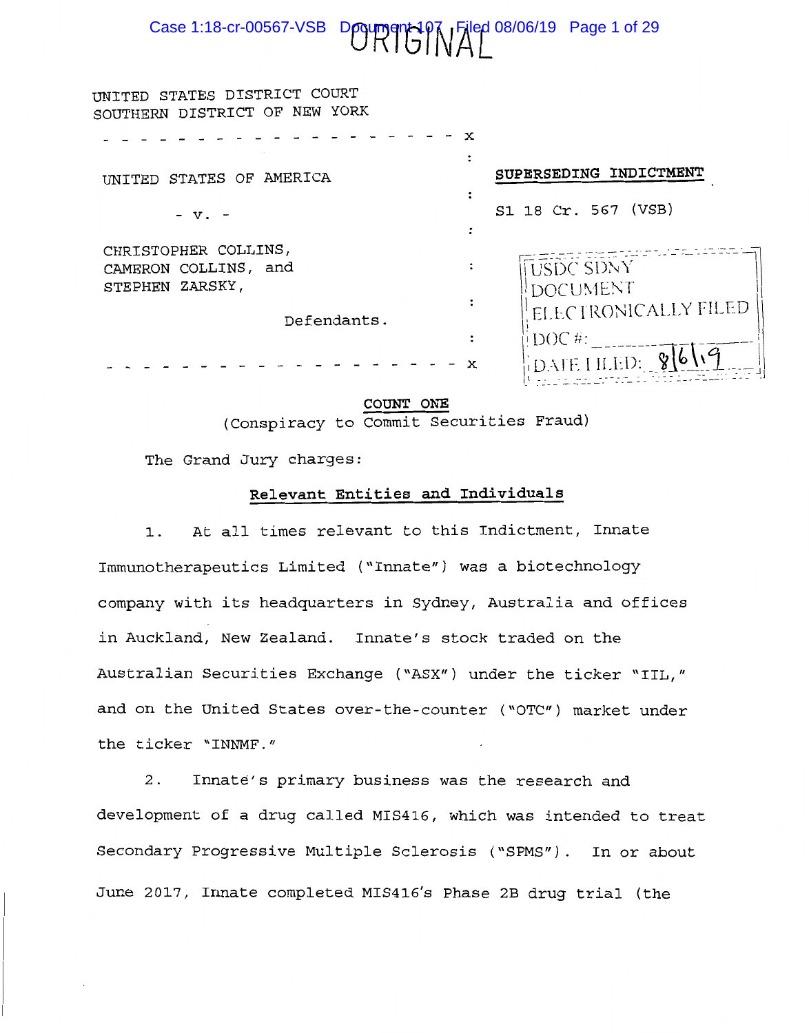ORIGINAL

UNITED STATES DISTRICT COURT
SOUTHERN DISTRICT OF NEW YORK

UNITED STATES OF AMERICA

- v. -

CHRISTOPHER COLLINS,
CAMERON COLLINS, and
STEPHEN ZARSKY,

Defendants.

**SUPERSEDING INDICTMENT**

S1 18 Cr. 567 (VSB)

USDC SDNY
DOCUMENT
ELECTRONICALLY FILED
DOC #:
DATE FILED: 8/6/19

**COUNT ONE**

(Conspiracy to Commit Securities Fraud)

The Grand Jury charges:

**Relevant Entities and Individuals**

1. At all times relevant to this Indictment, Innate Immunotherapeutics Limited ("Innate") was a biotechnology company with its headquarters in Sydney, Australia and offices in Auckland, New Zealand. Innate's stock traded on the Australian Securities Exchange ("ASX") under the ticker "IIL," and on the United States over-the-counter ("OTC") market under the ticker "INNMF."

2. Innate's primary business was the research and development of a drug called MIS416, which was intended to treat Secondary Progressive Multiple Sclerosis ("SPMS"). In or about June 2017, Innate completed MIS416's Phase 2B drug trial (the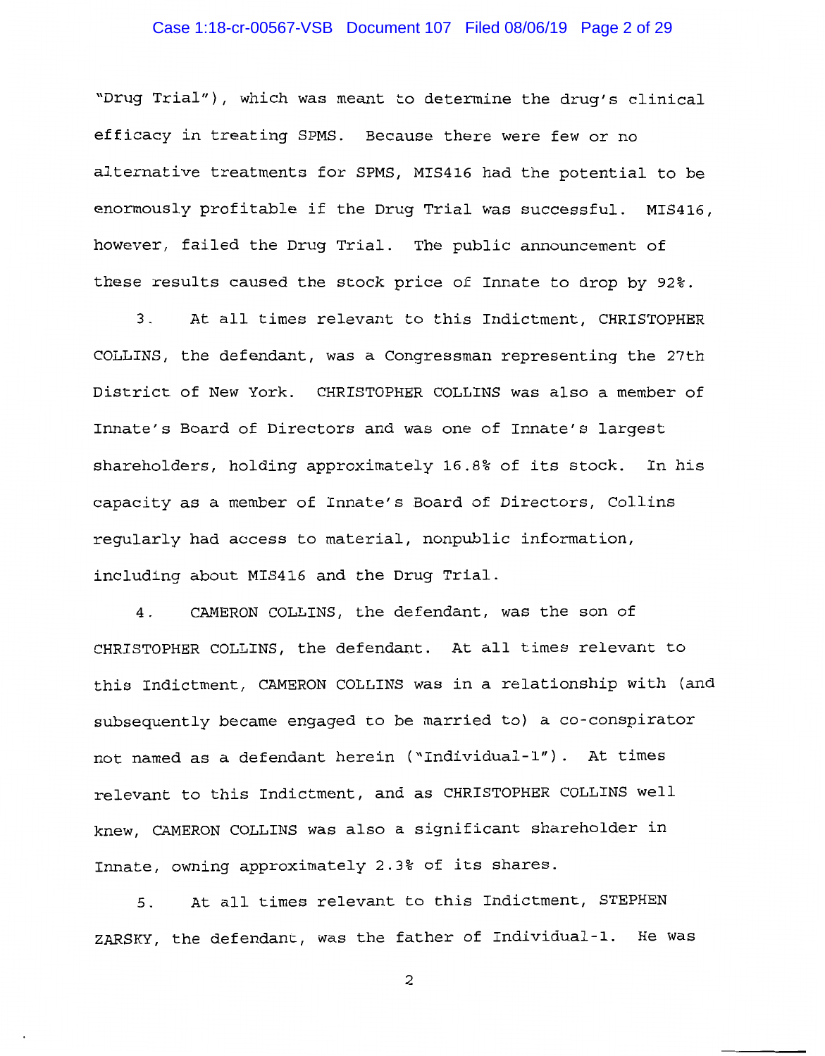"Drug Trial"), which was meant to determine the drug's clinical efficacy in treating SPMS. Because there were few or no alternative treatments for SPMS, MIS416 had the potential to be enormously profitable if the Drug Trial was successful. MIS416, however, failed the Drug Trial. The public announcement of these results caused the stock price of Innate to drop by 92%.

3. At all times relevant to this Indictment, CHRISTOPHER COLLINS, the defendant, was a Congressman representing the 27th District of New York. CHRISTOPHER COLLINS was also a member of Innate's Board of Directors and was one of Innate's largest shareholders, holding approximately 16.8% of its stock. In his capacity as a member of Innate's Board of Directors, Collins regularly had access to material, nonpublic information, including about MIS416 and the Drug Trial.

4. CAMERON COLLINS, the defendant, was the son of CHRISTOPHER COLLINS, the defendant. At all times relevant to this Indictment, CAMERON COLLINS was in a relationship with (and subsequently became engaged to be married to) a co-conspirator not named as a defendant herein ("Individual-1"). At times relevant to this Indictment, and as CHRISTOPHER COLLINS well knew, CAMERON COLLINS was also a significant shareholder in Innate, owning approximately 2.3% of its shares.

5. At all times relevant to this Indictment, STEPHEN ZARSKY, the defendant, was the father of Individual-1. He was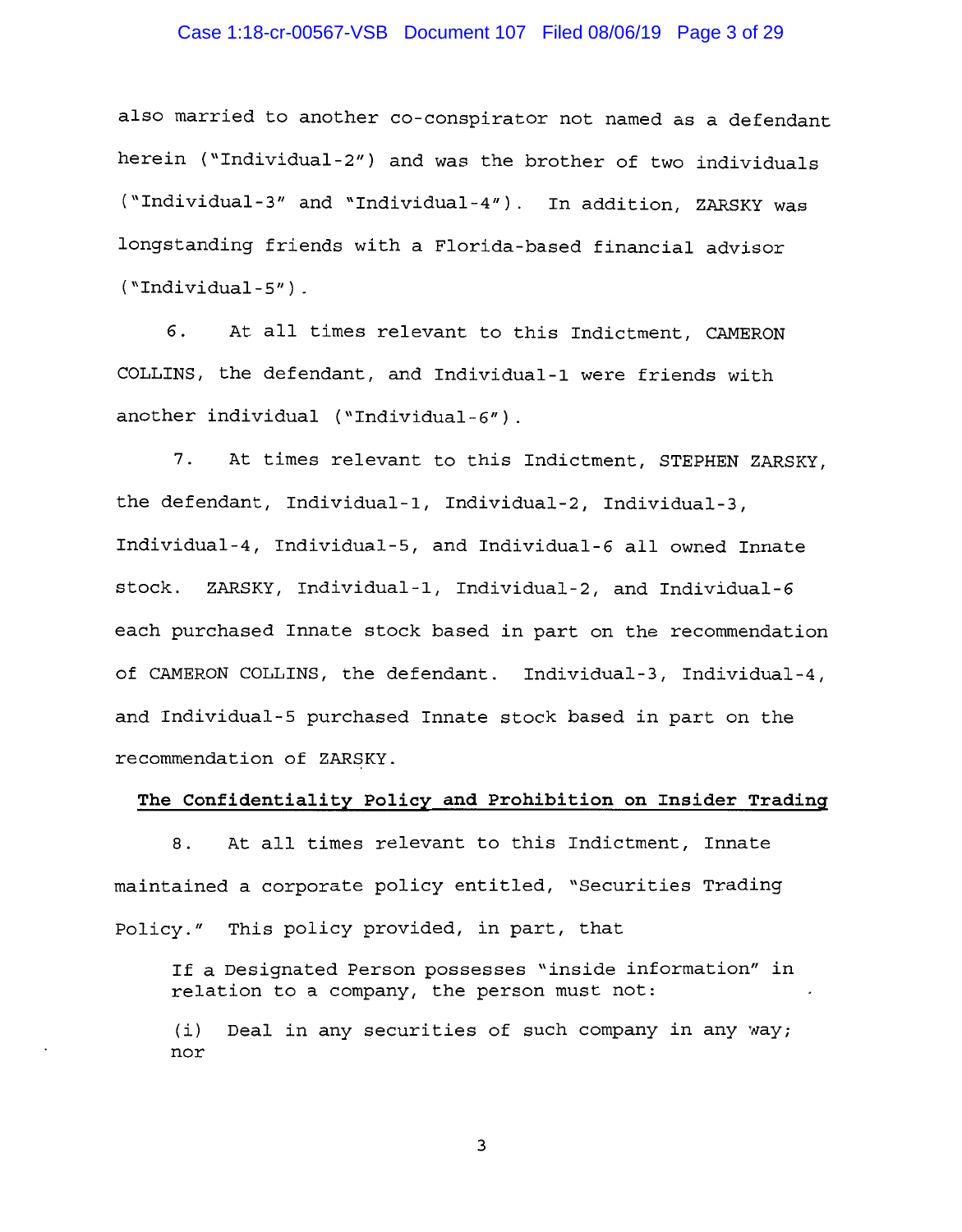also married to another co-conspirator not named as a defendant herein ("Individual-2") and was the brother of two individuals ("Individual-3" and "Individual-4"). In addition, ZARSKY was longstanding friends with a Florida-based financial advisor ("Individual-5").

6. At all times relevant to this Indictment, CAMERON COLLINS, the defendant, and Individual-1 were friends with another individual ("Individual-6").

7. At times relevant to this Indictment, STEPHEN ZARSKY, the defendant, Individual-1, Individual-2, Individual-3, Individual-4, Individual-5, and Individual-6 all owned Innate stock. ZARSKY, Individual-1, Individual-2, and Individual-6 each purchased Innate stock based in part on the recommendation of CAMERON COLLINS, the defendant. Individual-3, Individual-4, and Individual-5 purchased Innate stock based in part on the recommendation of ZARSKY.

**<u>The Confidentiality Policy and Prohibition on Insider Trading</u>**

8. At all times relevant to this Indictment, Innate maintained a corporate policy entitled, "Securities Trading Policy." This policy provided, in part, that

> If a Designated Person possesses "inside information" in relation to a company, the person must not:
>
> (i) Deal in any securities of such company in any way; nor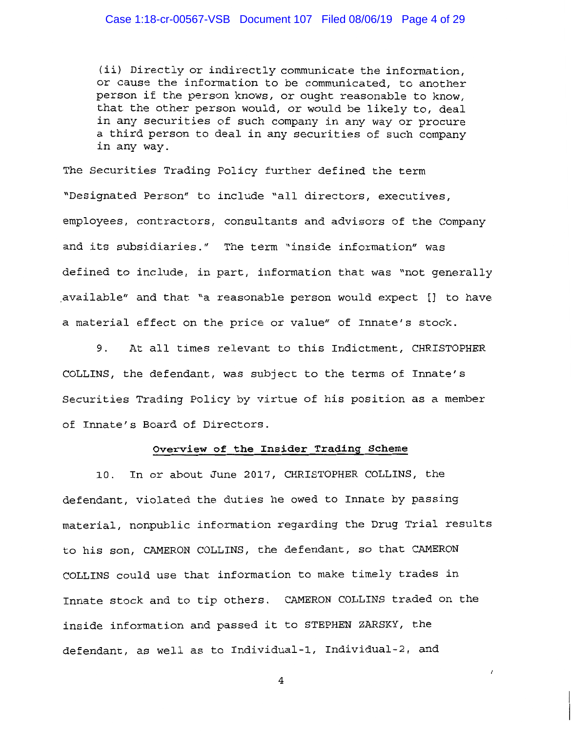(ii) Directly or indirectly communicate the information, or cause the information to be communicated, to another person if the person knows, or ought reasonable to know, that the other person would, or would be likely to, deal in any securities of such company in any way or procure a third person to deal in any securities of such company in any way.

The Securities Trading Policy further defined the term "Designated Person" to include "all directors, executives, employees, contractors, consultants and advisors of the Company and its subsidiaries." The term "inside information" was defined to include, in part, information that was "not generally available" and that "a reasonable person would expect [] to have a material effect on the price or value" of Innate's stock.

9. At all times relevant to this Indictment, CHRISTOPHER COLLINS, the defendant, was subject to the terms of Innate's Securities Trading Policy by virtue of his position as a member of Innate's Board of Directors.

## Overview of the Insider Trading Scheme

10. In or about June 2017, CHRISTOPHER COLLINS, the defendant, violated the duties he owed to Innate by passing material, nonpublic information regarding the Drug Trial results to his son, CAMERON COLLINS, the defendant, so that CAMERON COLLINS could use that information to make timely trades in Innate stock and to tip others. CAMERON COLLINS traded on the inside information and passed it to STEPHEN ZARSKY, the defendant, as well as to Individual-1, Individual-2, and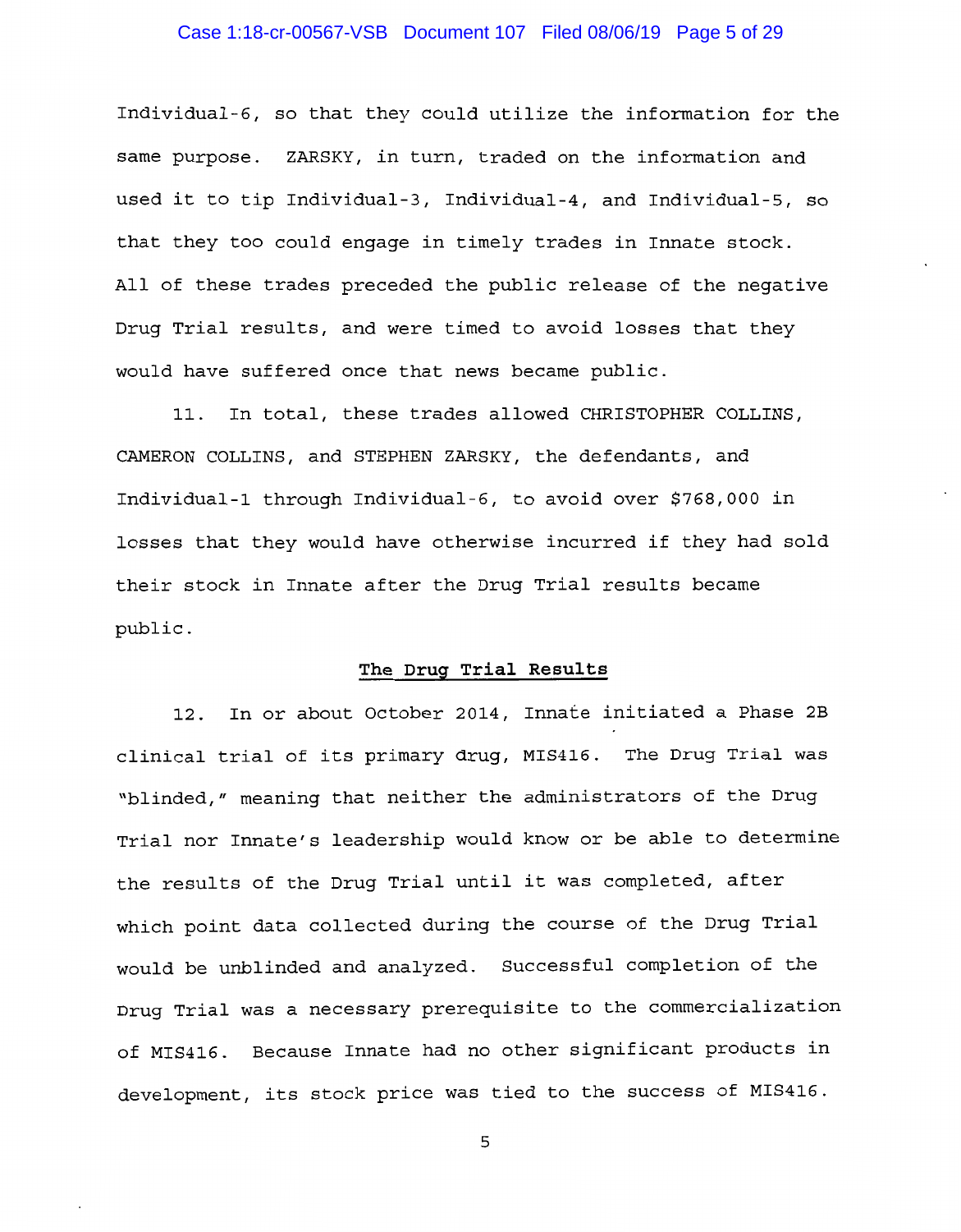Individual-6, so that they could utilize the information for the same purpose. ZARSKY, in turn, traded on the information and used it to tip Individual-3, Individual-4, and Individual-5, so that they too could engage in timely trades in Innate stock. All of these trades preceded the public release of the negative Drug Trial results, and were timed to avoid losses that they would have suffered once that news became public.

11. In total, these trades allowed CHRISTOPHER COLLINS, CAMERON COLLINS, and STEPHEN ZARSKY, the defendants, and Individual-1 through Individual-6, to avoid over $768,000 in losses that they would have otherwise incurred if they had sold their stock in Innate after the Drug Trial results became public.

## The Drug Trial Results

12. In or about October 2014, Innate initiated a Phase 2B clinical trial of its primary drug, MIS416. The Drug Trial was "blinded," meaning that neither the administrators of the Drug Trial nor Innate's leadership would know or be able to determine the results of the Drug Trial until it was completed, after which point data collected during the course of the Drug Trial would be unblinded and analyzed. Successful completion of the Drug Trial was a necessary prerequisite to the commercialization of MIS416. Because Innate had no other significant products in development, its stock price was tied to the success of MIS416.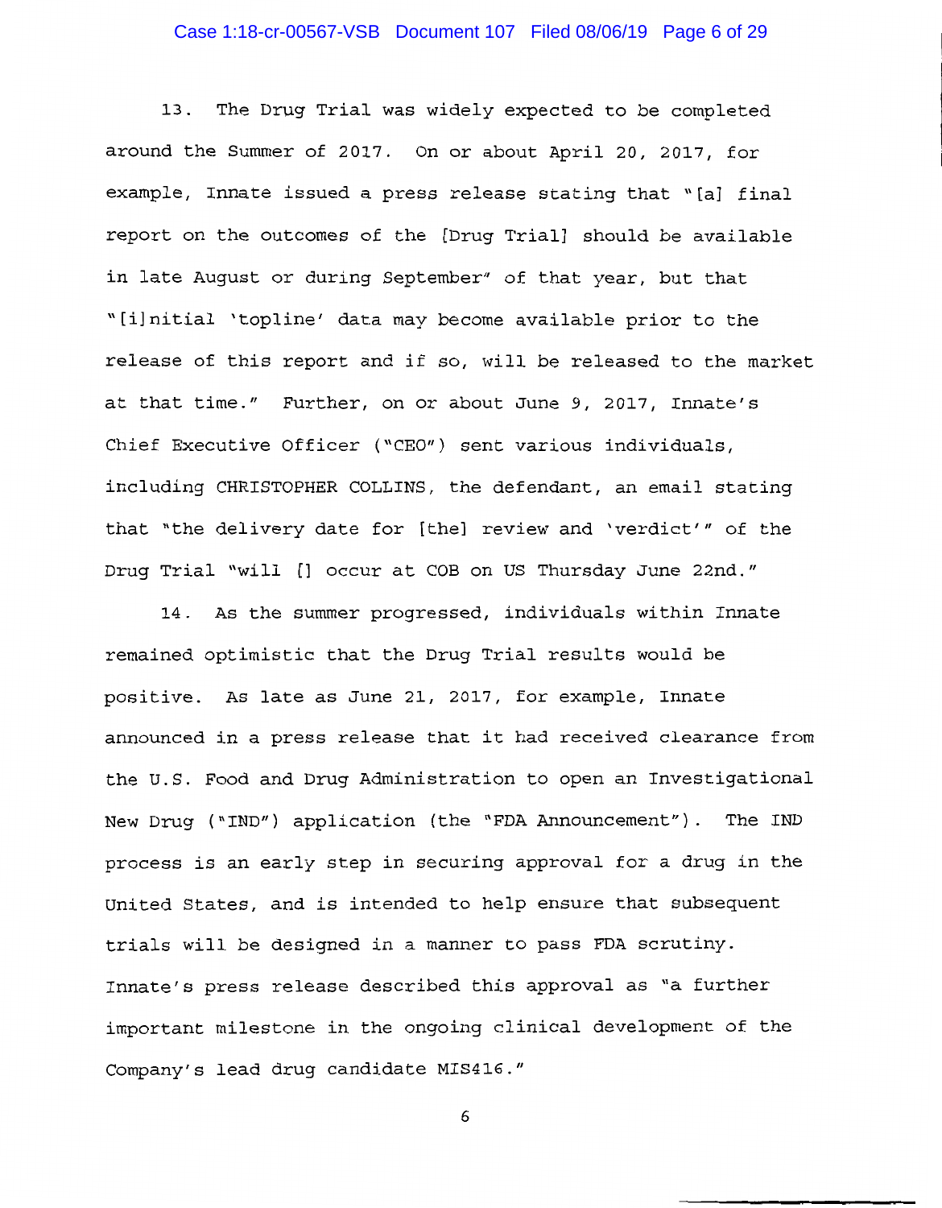13. The Drug Trial was widely expected to be completed around the Summer of 2017. On or about April 20, 2017, for example, Innate issued a press release stating that "[a] final report on the outcomes of the [Drug Trial] should be available in late August or during September" of that year, but that "[i]nitial 'topline' data may become available prior to the release of this report and if so, will be released to the market at that time." Further, on or about June 9, 2017, Innate's Chief Executive Officer ("CEO") sent various individuals, including CHRISTOPHER COLLINS, the defendant, an email stating that "the delivery date for [the] review and 'verdict'" of the Drug Trial "will [] occur at COB on US Thursday June 22nd."

14. As the summer progressed, individuals within Innate remained optimistic that the Drug Trial results would be positive. As late as June 21, 2017, for example, Innate announced in a press release that it had received clearance from the U.S. Food and Drug Administration to open an Investigational New Drug ("IND") application (the "FDA Announcement"). The IND process is an early step in securing approval for a drug in the United States, and is intended to help ensure that subsequent trials will be designed in a manner to pass FDA scrutiny. Innate's press release described this approval as "a further important milestone in the ongoing clinical development of the Company's lead drug candidate MIS416."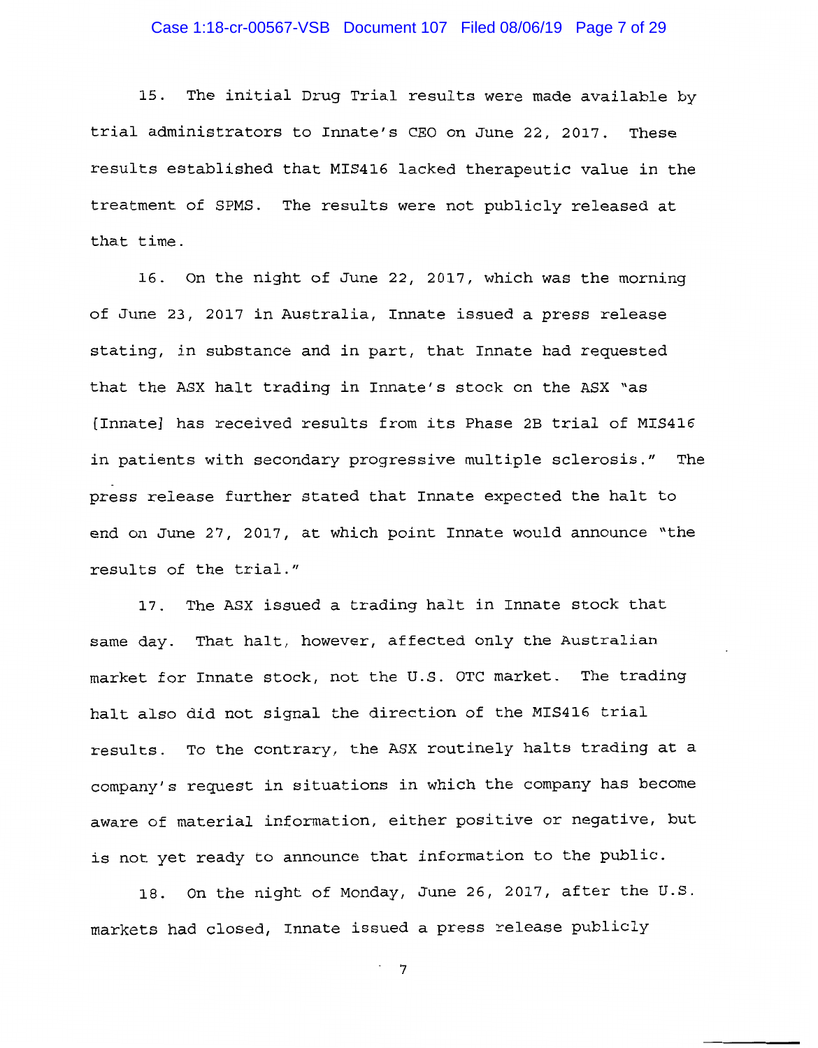15. The initial Drug Trial results were made available by trial administrators to Innate's CEO on June 22, 2017. These results established that MIS416 lacked therapeutic value in the treatment of SPMS. The results were not publicly released at that time.

16. On the night of June 22, 2017, which was the morning of June 23, 2017 in Australia, Innate issued a press release stating, in substance and in part, that Innate had requested that the ASX halt trading in Innate's stock on the ASX "as [Innate] has received results from its Phase 2B trial of MIS416 in patients with secondary progressive multiple sclerosis." The press release further stated that Innate expected the halt to end on June 27, 2017, at which point Innate would announce "the results of the trial."

17. The ASX issued a trading halt in Innate stock that same day. That halt, however, affected only the Australian market for Innate stock, not the U.S. OTC market. The trading halt also did not signal the direction of the MIS416 trial results. To the contrary, the ASX routinely halts trading at a company's request in situations in which the company has become aware of material information, either positive or negative, but is not yet ready to announce that information to the public.

18. On the night of Monday, June 26, 2017, after the U.S. markets had closed, Innate issued a press release publicly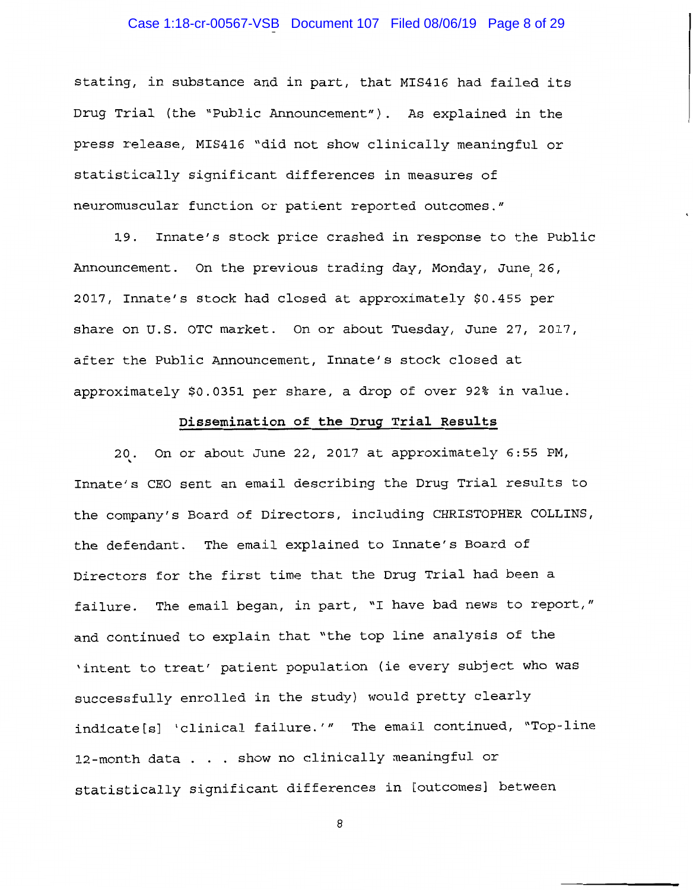stating, in substance and in part, that MIS416 had failed its Drug Trial (the "Public Announcement"). As explained in the press release, MIS416 "did not show clinically meaningful or statistically significant differences in measures of neuromuscular function or patient reported outcomes."

19. Innate's stock price crashed in response to the Public Announcement. On the previous trading day, Monday, June 26, 2017, Innate's stock had closed at approximately $0.455 per share on U.S. OTC market. On or about Tuesday, June 27, 2017, after the Public Announcement, Innate's stock closed at approximately $0.0351 per share, a drop of over 92% in value.

**Dissemination of the Drug Trial Results**

20. On or about June 22, 2017 at approximately 6:55 PM, Innate's CEO sent an email describing the Drug Trial results to the company's Board of Directors, including CHRISTOPHER COLLINS, the defendant. The email explained to Innate's Board of Directors for the first time that the Drug Trial had been a failure. The email began, in part, "I have bad news to report," and continued to explain that "the top line analysis of the 'intent to treat' patient population (ie every subject who was successfully enrolled in the study) would pretty clearly indicate[s] 'clinical failure.'" The email continued, "Top-line 12-month data . . . show no clinically meaningful or statistically significant differences in [outcomes] between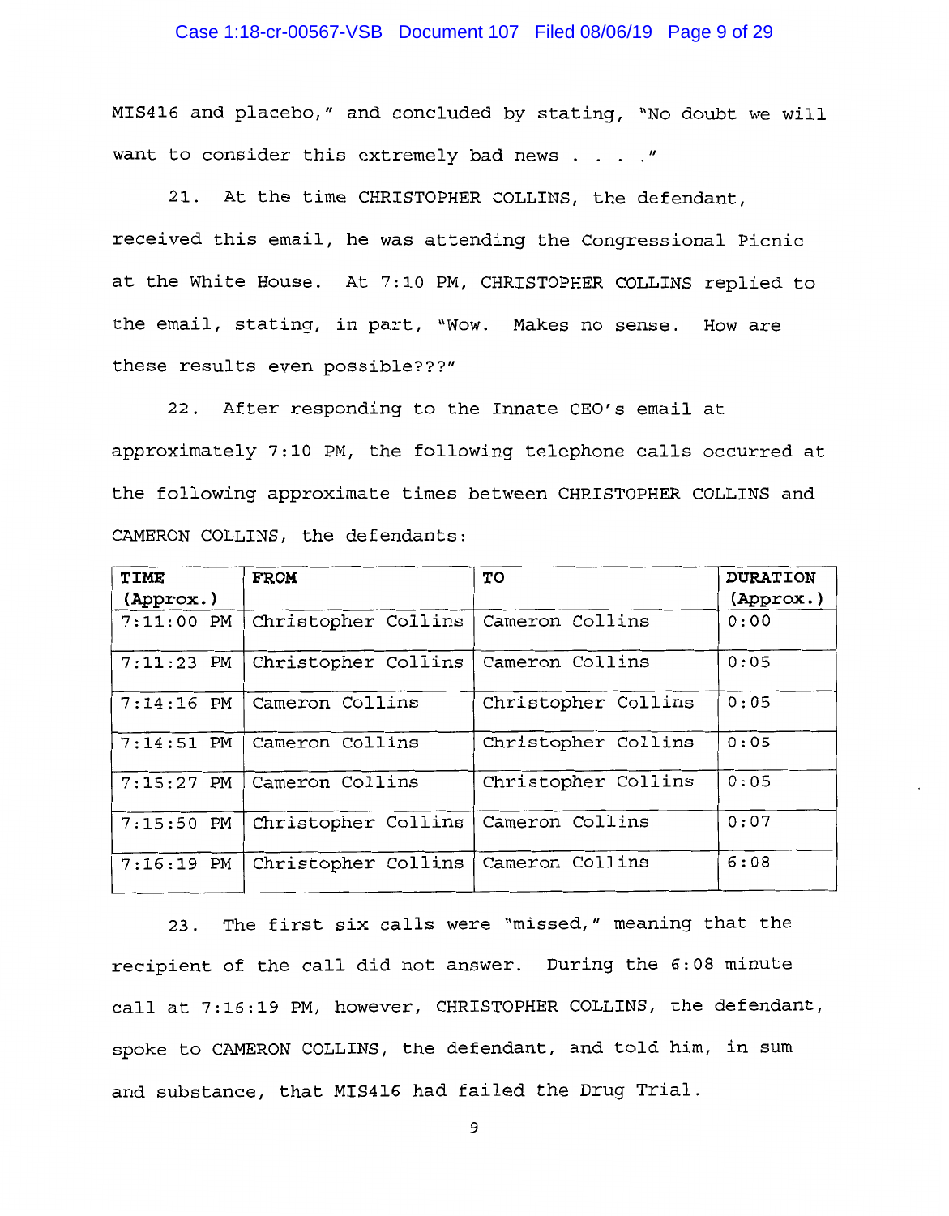MIS416 and placebo," and concluded by stating, "No doubt we will want to consider this extremely bad news . . . ."

21. At the time CHRISTOPHER COLLINS, the defendant, received this email, he was attending the Congressional Picnic at the White House. At 7:10 PM, CHRISTOPHER COLLINS replied to the email, stating, in part, "Wow. Makes no sense. How are these results even possible???"

22. After responding to the Innate CEO's email at approximately 7:10 PM, the following telephone calls occurred at the following approximate times between CHRISTOPHER COLLINS and CAMERON COLLINS, the defendants:

| **TIME (Approx.)** | **FROM** | **TO** | **DURATION (Approx.)** |
|---|---|---|---|
| 7:11:00 PM | Christopher Collins | Cameron Collins | 0:00 |
| 7:11:23 PM | Christopher Collins | Cameron Collins | 0:05 |
| 7:14:16 PM | Cameron Collins | Christopher Collins | 0:05 |
| 7:14:51 PM | Cameron Collins | Christopher Collins | 0:05 |
| 7:15:27 PM | Cameron Collins | Christopher Collins | 0:05 |
| 7:15:50 PM | Christopher Collins | Cameron Collins | 0:07 |
| 7:16:19 PM | Christopher Collins | Cameron Collins | 6:08 |

23. The first six calls were "missed," meaning that the recipient of the call did not answer. During the 6:08 minute call at 7:16:19 PM, however, CHRISTOPHER COLLINS, the defendant, spoke to CAMERON COLLINS, the defendant, and told him, in sum and substance, that MIS416 had failed the Drug Trial.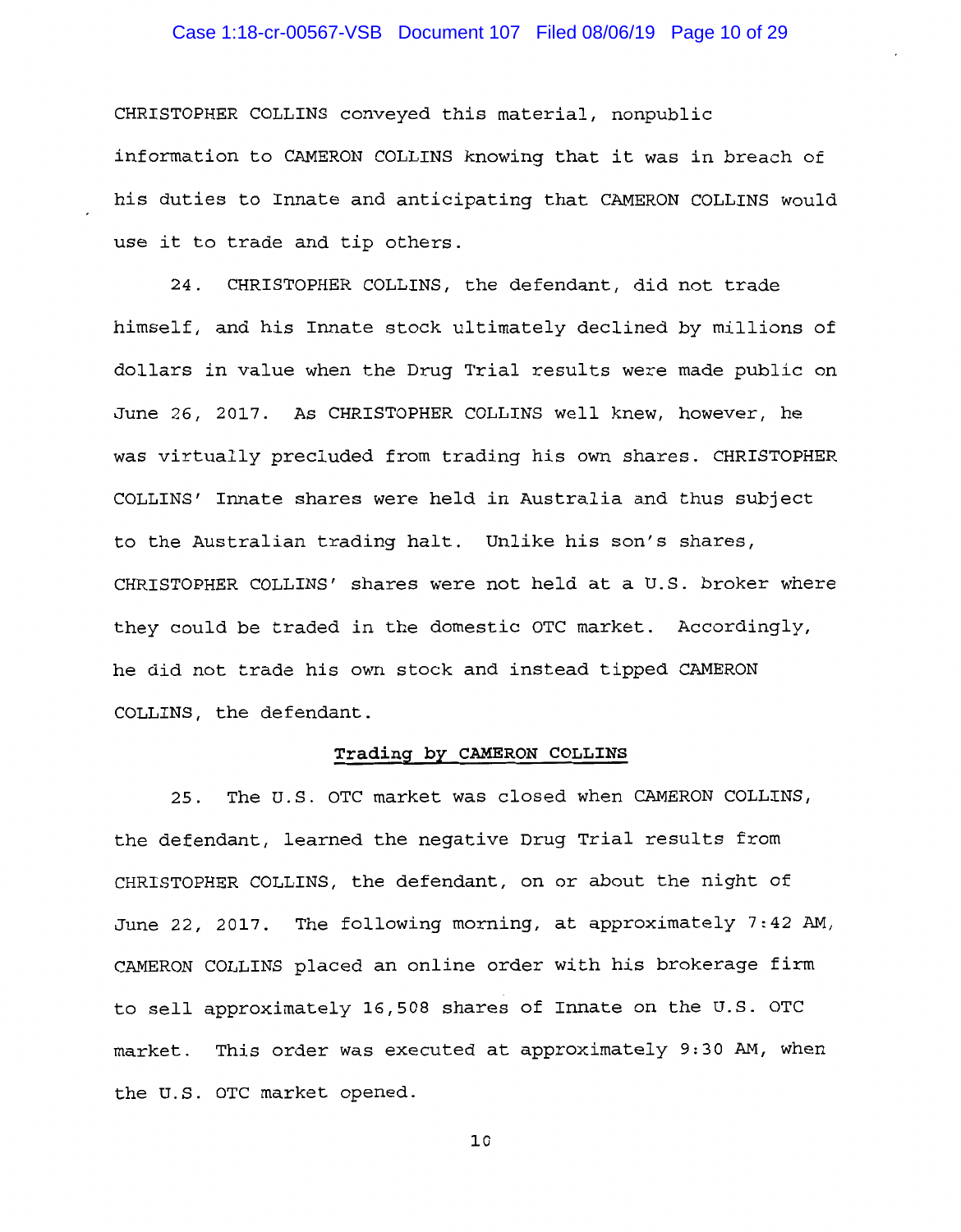CHRISTOPHER COLLINS conveyed this material, nonpublic information to CAMERON COLLINS knowing that it was in breach of his duties to Innate and anticipating that CAMERON COLLINS would use it to trade and tip others.

24. CHRISTOPHER COLLINS, the defendant, did not trade himself, and his Innate stock ultimately declined by millions of dollars in value when the Drug Trial results were made public on June 26, 2017. As CHRISTOPHER COLLINS well knew, however, he was virtually precluded from trading his own shares. CHRISTOPHER COLLINS' Innate shares were held in Australia and thus subject to the Australian trading halt. Unlike his son's shares, CHRISTOPHER COLLINS' shares were not held at a U.S. broker where they could be traded in the domestic OTC market. Accordingly, he did not trade his own stock and instead tipped CAMERON COLLINS, the defendant.

## Trading by CAMERON COLLINS

25. The U.S. OTC market was closed when CAMERON COLLINS, the defendant, learned the negative Drug Trial results from CHRISTOPHER COLLINS, the defendant, on or about the night of June 22, 2017. The following morning, at approximately 7:42 AM, CAMERON COLLINS placed an online order with his brokerage firm to sell approximately 16,508 shares of Innate on the U.S. OTC market. This order was executed at approximately 9:30 AM, when the U.S. OTC market opened.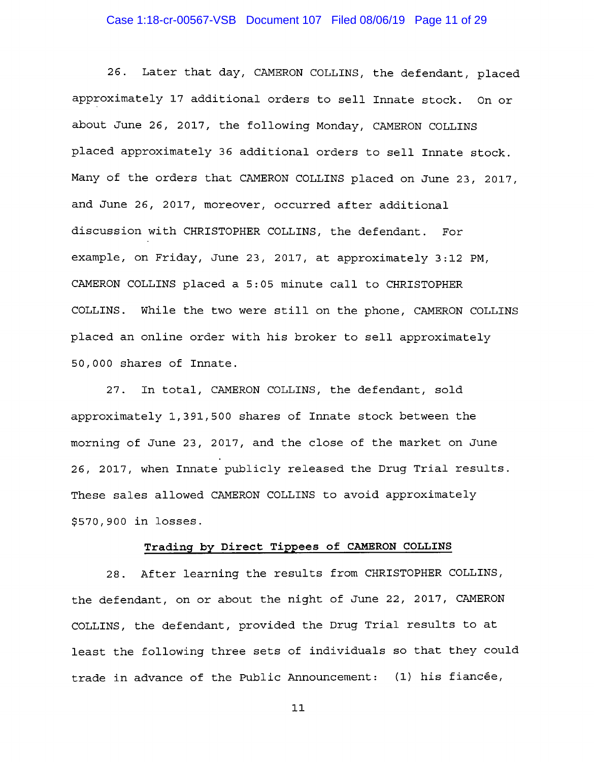26. Later that day, CAMERON COLLINS, the defendant, placed approximately 17 additional orders to sell Innate stock. On or about June 26, 2017, the following Monday, CAMERON COLLINS placed approximately 36 additional orders to sell Innate stock. Many of the orders that CAMERON COLLINS placed on June 23, 2017, and June 26, 2017, moreover, occurred after additional discussion with CHRISTOPHER COLLINS, the defendant. For example, on Friday, June 23, 2017, at approximately 3:12 PM, CAMERON COLLINS placed a 5:05 minute call to CHRISTOPHER COLLINS. While the two were still on the phone, CAMERON COLLINS placed an online order with his broker to sell approximately 50,000 shares of Innate.

27. In total, CAMERON COLLINS, the defendant, sold approximately 1,391,500 shares of Innate stock between the morning of June 23, 2017, and the close of the market on June 26, 2017, when Innate publicly released the Drug Trial results. These sales allowed CAMERON COLLINS to avoid approximately $570,900 in losses.

**Trading by Direct Tippees of CAMERON COLLINS**

28. After learning the results from CHRISTOPHER COLLINS, the defendant, on or about the night of June 22, 2017, CAMERON COLLINS, the defendant, provided the Drug Trial results to at least the following three sets of individuals so that they could trade in advance of the Public Announcement: (1) his fiancée,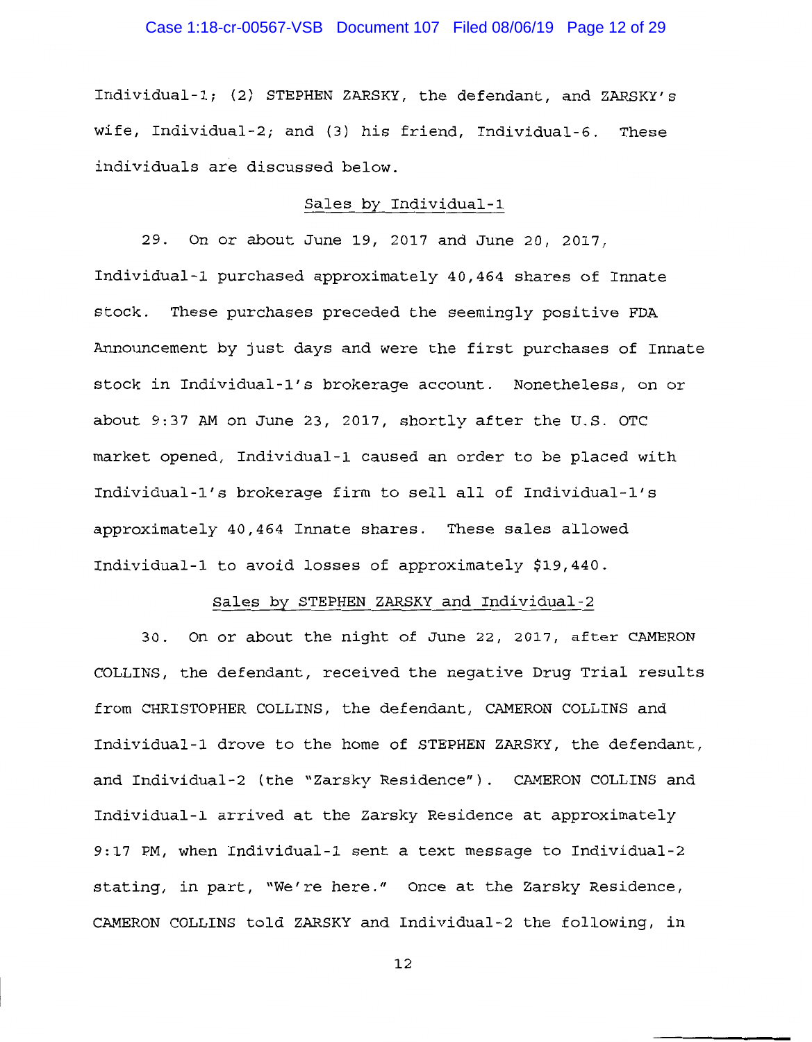Individual-1; (2) STEPHEN ZARSKY, the defendant, and ZARSKY's wife, Individual-2; and (3) his friend, Individual-6. These individuals are discussed below.

## Sales by Individual-1

29. On or about June 19, 2017 and June 20, 2017, Individual-1 purchased approximately 40,464 shares of Innate stock. These purchases preceded the seemingly positive FDA Announcement by just days and were the first purchases of Innate stock in Individual-1's brokerage account. Nonetheless, on or about 9:37 AM on June 23, 2017, shortly after the U.S. OTC market opened, Individual-1 caused an order to be placed with Individual-1's brokerage firm to sell all of Individual-1's approximately 40,464 Innate shares. These sales allowed Individual-1 to avoid losses of approximately $19,440.

## Sales by STEPHEN ZARSKY and Individual-2

30. On or about the night of June 22, 2017, after CAMERON COLLINS, the defendant, received the negative Drug Trial results from CHRISTOPHER COLLINS, the defendant, CAMERON COLLINS and Individual-1 drove to the home of STEPHEN ZARSKY, the defendant, and Individual-2 (the "Zarsky Residence"). CAMERON COLLINS and Individual-1 arrived at the Zarsky Residence at approximately 9:17 PM, when Individual-1 sent a text message to Individual-2 stating, in part, "We're here." Once at the Zarsky Residence, CAMERON COLLINS told ZARSKY and Individual-2 the following, in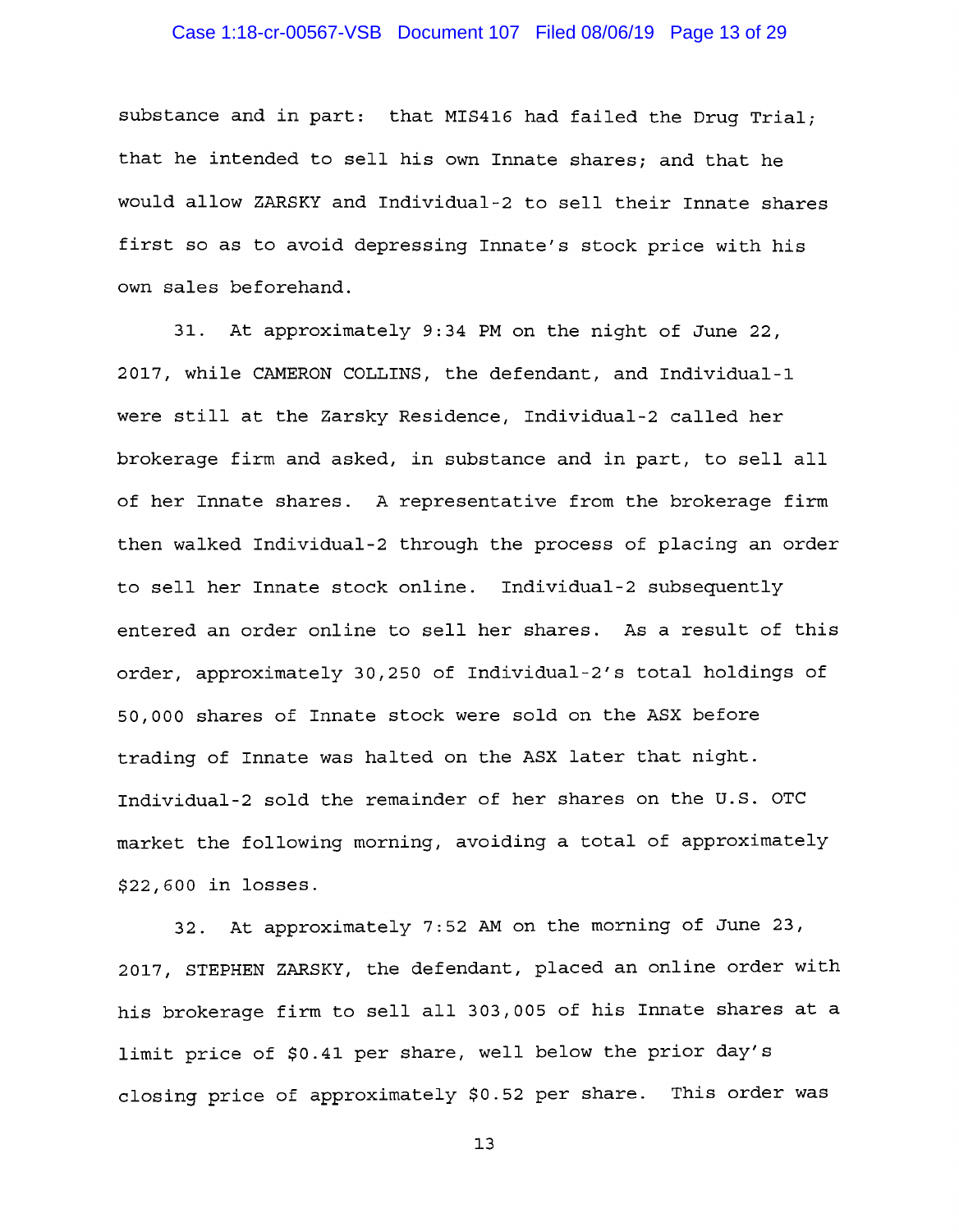substance and in part: that MIS416 had failed the Drug Trial; that he intended to sell his own Innate shares; and that he would allow ZARSKY and Individual-2 to sell their Innate shares first so as to avoid depressing Innate's stock price with his own sales beforehand.

31. At approximately 9:34 PM on the night of June 22, 2017, while CAMERON COLLINS, the defendant, and Individual-1 were still at the Zarsky Residence, Individual-2 called her brokerage firm and asked, in substance and in part, to sell all of her Innate shares. A representative from the brokerage firm then walked Individual-2 through the process of placing an order to sell her Innate stock online. Individual-2 subsequently entered an order online to sell her shares. As a result of this order, approximately 30,250 of Individual-2's total holdings of 50,000 shares of Innate stock were sold on the ASX before trading of Innate was halted on the ASX later that night. Individual-2 sold the remainder of her shares on the U.S. OTC market the following morning, avoiding a total of approximately $22,600 in losses.

32. At approximately 7:52 AM on the morning of June 23, 2017, STEPHEN ZARSKY, the defendant, placed an online order with his brokerage firm to sell all 303,005 of his Innate shares at a limit price of $0.41 per share, well below the prior day's closing price of approximately $0.52 per share. This order was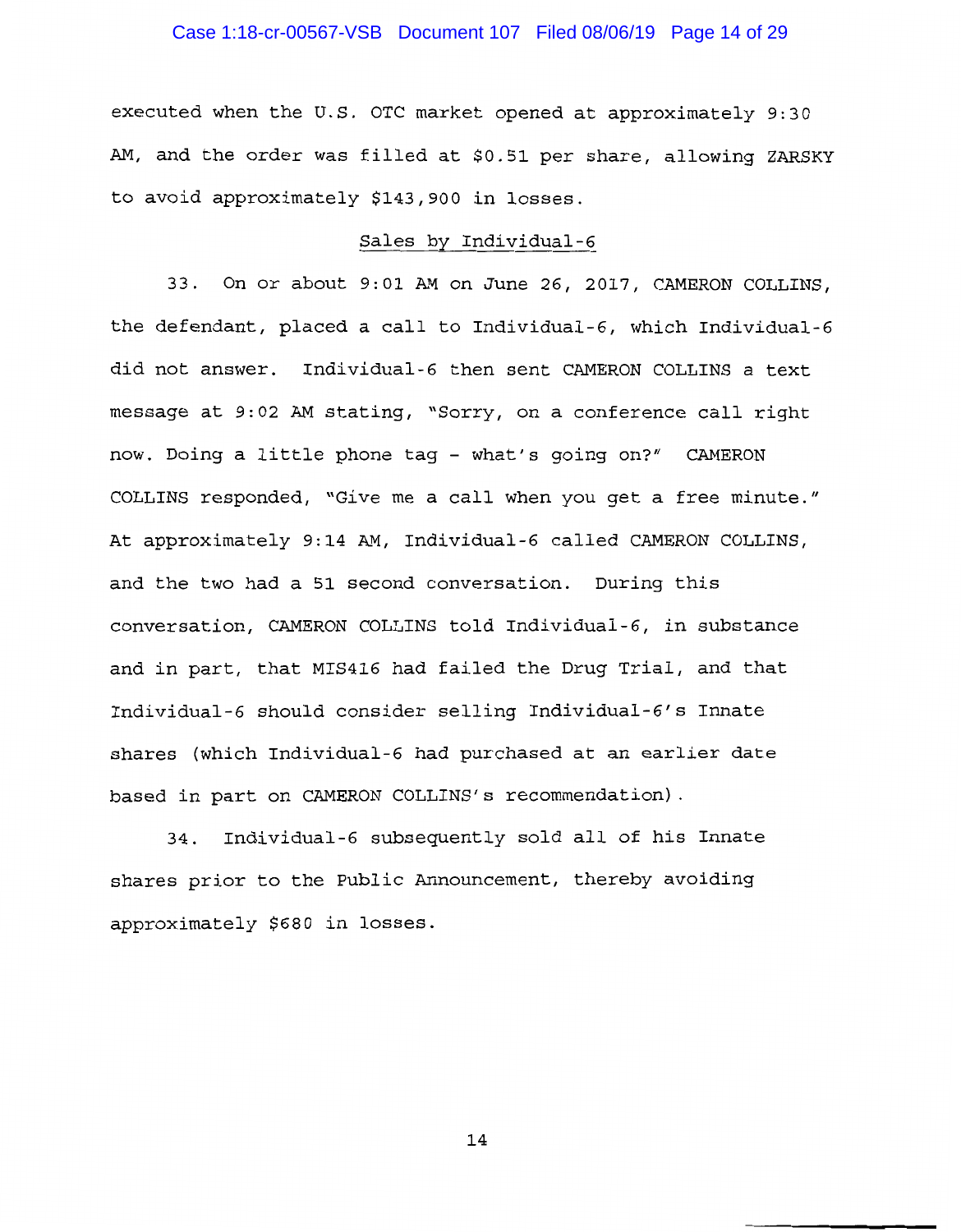executed when the U.S. OTC market opened at approximately 9:30 AM, and the order was filled at $0.51 per share, allowing ZARSKY to avoid approximately $143,900 in losses.

<u>Sales by Individual-6</u>

33. On or about 9:01 AM on June 26, 2017, CAMERON COLLINS, the defendant, placed a call to Individual-6, which Individual-6 did not answer. Individual-6 then sent CAMERON COLLINS a text message at 9:02 AM stating, "Sorry, on a conference call right now. Doing a little phone tag - what's going on?" CAMERON COLLINS responded, "Give me a call when you get a free minute." At approximately 9:14 AM, Individual-6 called CAMERON COLLINS, and the two had a 51 second conversation. During this conversation, CAMERON COLLINS told Individual-6, in substance and in part, that MIS416 had failed the Drug Trial, and that Individual-6 should consider selling Individual-6's Innate shares (which Individual-6 had purchased at an earlier date based in part on CAMERON COLLINS's recommendation).

34. Individual-6 subsequently sold all of his Innate shares prior to the Public Announcement, thereby avoiding approximately $680 in losses.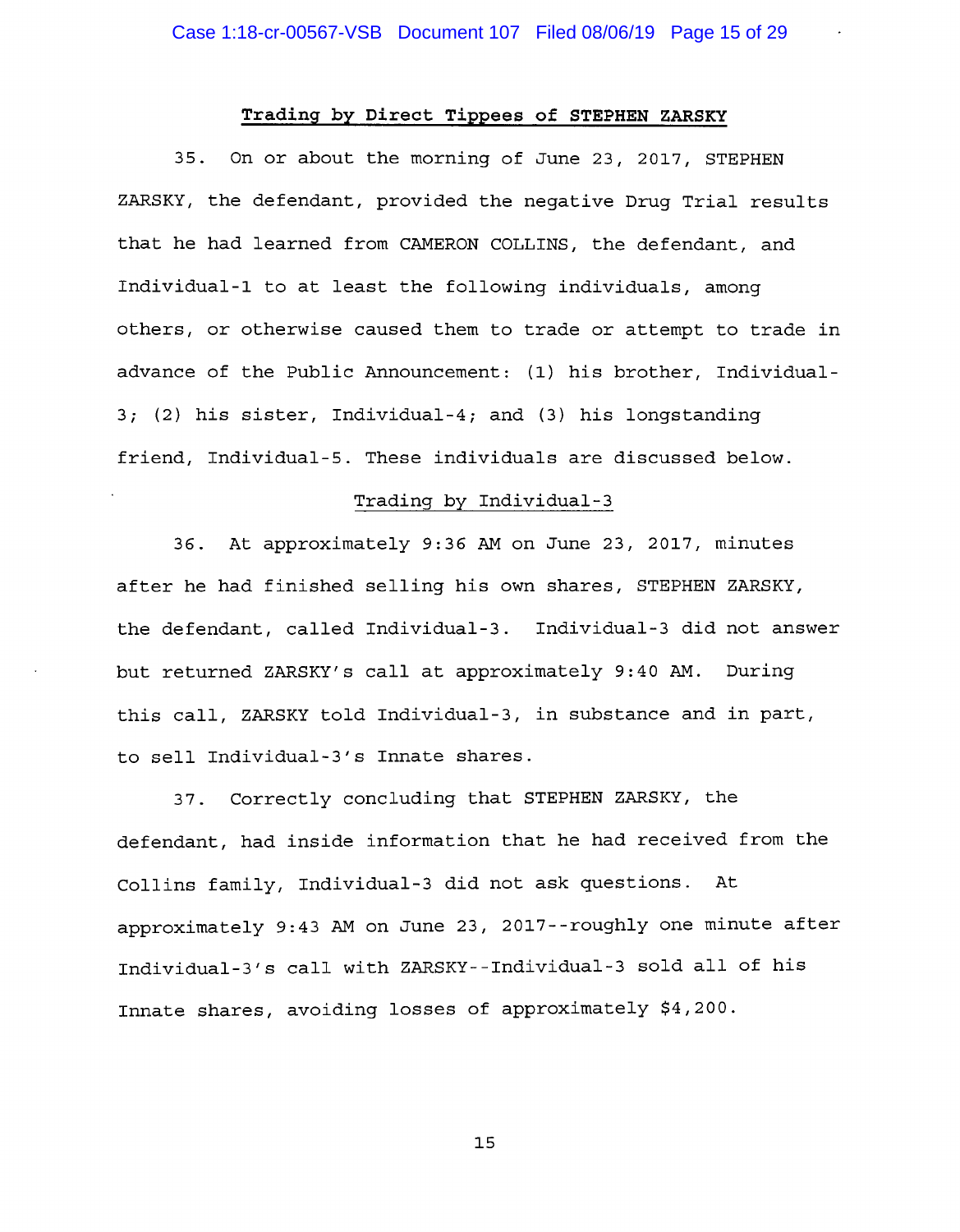## Trading by Direct Tippees of STEPHEN ZARSKY

35. On or about the morning of June 23, 2017, STEPHEN ZARSKY, the defendant, provided the negative Drug Trial results that he had learned from CAMERON COLLINS, the defendant, and Individual-1 to at least the following individuals, among others, or otherwise caused them to trade or attempt to trade in advance of the Public Announcement: (1) his brother, Individual-3; (2) his sister, Individual-4; and (3) his longstanding friend, Individual-5. These individuals are discussed below.

### Trading by Individual-3

36. At approximately 9:36 AM on June 23, 2017, minutes after he had finished selling his own shares, STEPHEN ZARSKY, the defendant, called Individual-3. Individual-3 did not answer but returned ZARSKY's call at approximately 9:40 AM. During this call, ZARSKY told Individual-3, in substance and in part, to sell Individual-3's Innate shares.

37. Correctly concluding that STEPHEN ZARSKY, the defendant, had inside information that he had received from the Collins family, Individual-3 did not ask questions. At approximately 9:43 AM on June 23, 2017--roughly one minute after Individual-3's call with ZARSKY--Individual-3 sold all of his Innate shares, avoiding losses of approximately $4,200.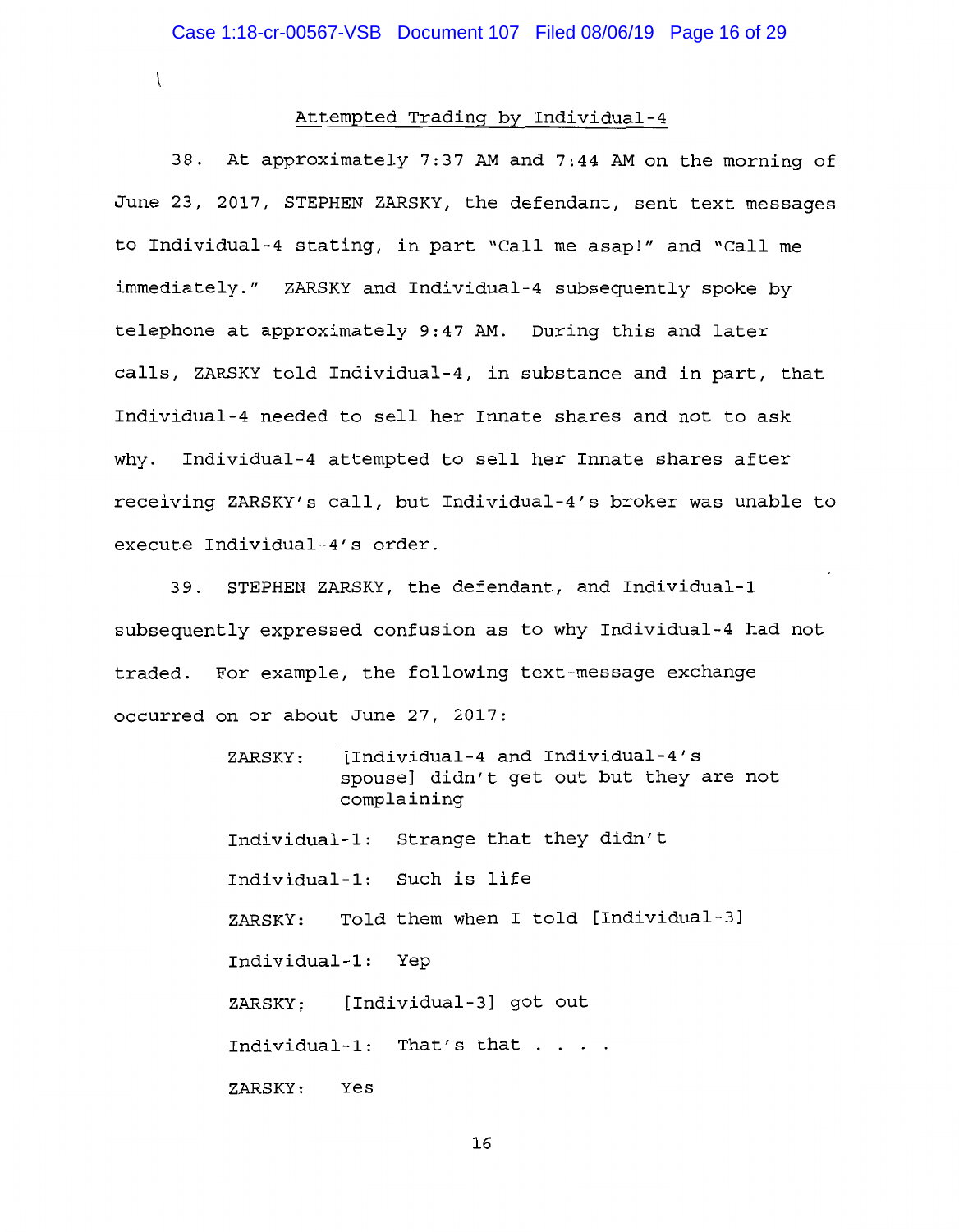## Attempted Trading by Individual-4

38. At approximately 7:37 AM and 7:44 AM on the morning of June 23, 2017, STEPHEN ZARSKY, the defendant, sent text messages to Individual-4 stating, in part "Call me asap!" and "Call me immediately." ZARSKY and Individual-4 subsequently spoke by telephone at approximately 9:47 AM. During this and later calls, ZARSKY told Individual-4, in substance and in part, that Individual-4 needed to sell her Innate shares and not to ask why. Individual-4 attempted to sell her Innate shares after receiving ZARSKY's call, but Individual-4's broker was unable to execute Individual-4's order.

39. STEPHEN ZARSKY, the defendant, and Individual-1 subsequently expressed confusion as to why Individual-4 had not traded. For example, the following text-message exchange occurred on or about June 27, 2017:

> ZARSKY: [Individual-4 and Individual-4's spouse] didn't get out but they are not complaining
>
> Individual-1: Strange that they didn't
>
> Individual-1: Such is life
>
> ZARSKY: Told them when I told [Individual-3]
>
> Individual-1: Yep
>
> ZARSKY: [Individual-3] got out
>
> Individual-1: That's that . . . .
>
> ZARSKY: Yes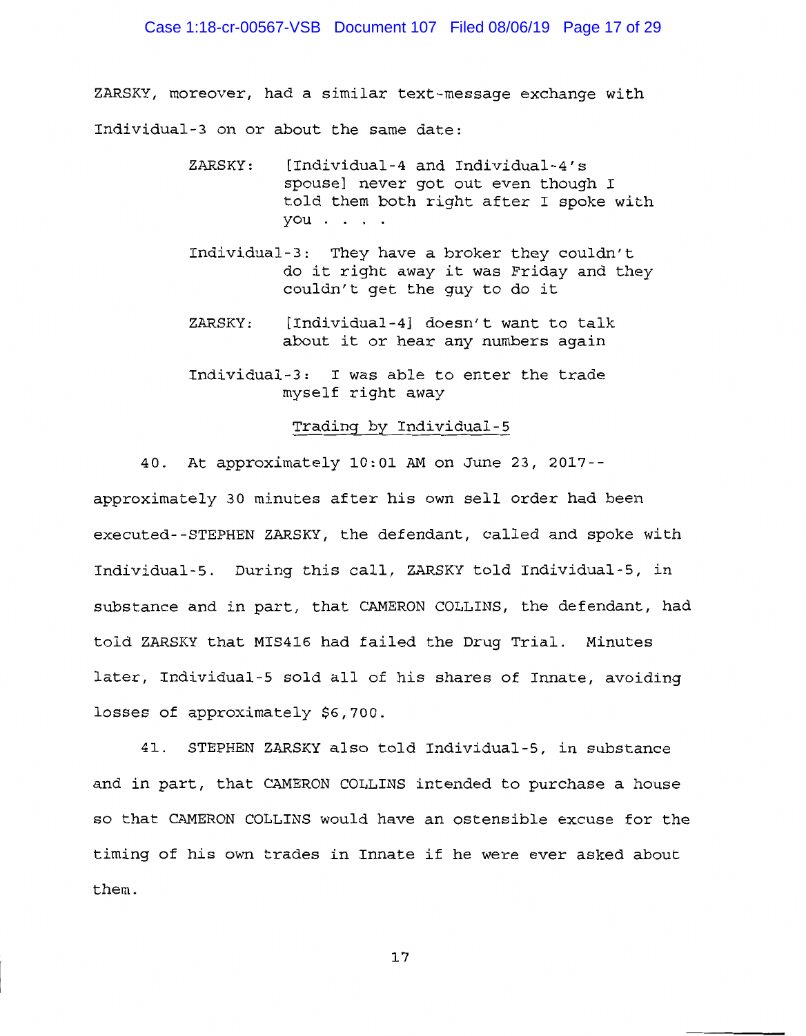ZARSKY, moreover, had a similar text-message exchange with Individual-3 on or about the same date:

> ZARSKY: [Individual-4 and Individual-4's spouse] never got out even though I told them both right after I spoke with you . . . .
>
> Individual-3: They have a broker they couldn't do it right away it was Friday and they couldn't get the guy to do it
>
> ZARSKY: [Individual-4] doesn't want to talk about it or hear any numbers again
>
> Individual-3: I was able to enter the trade myself right away

<u>Trading by Individual-5</u>

40. At approximately 10:01 AM on June 23, 2017--approximately 30 minutes after his own sell order had been executed--STEPHEN ZARSKY, the defendant, called and spoke with Individual-5. During this call, ZARSKY told Individual-5, in substance and in part, that CAMERON COLLINS, the defendant, had told ZARSKY that MIS416 had failed the Drug Trial. Minutes later, Individual-5 sold all of his shares of Innate, avoiding losses of approximately $6,700.

41. STEPHEN ZARSKY also told Individual-5, in substance and in part, that CAMERON COLLINS intended to purchase a house so that CAMERON COLLINS would have an ostensible excuse for the timing of his own trades in Innate if he were ever asked about them.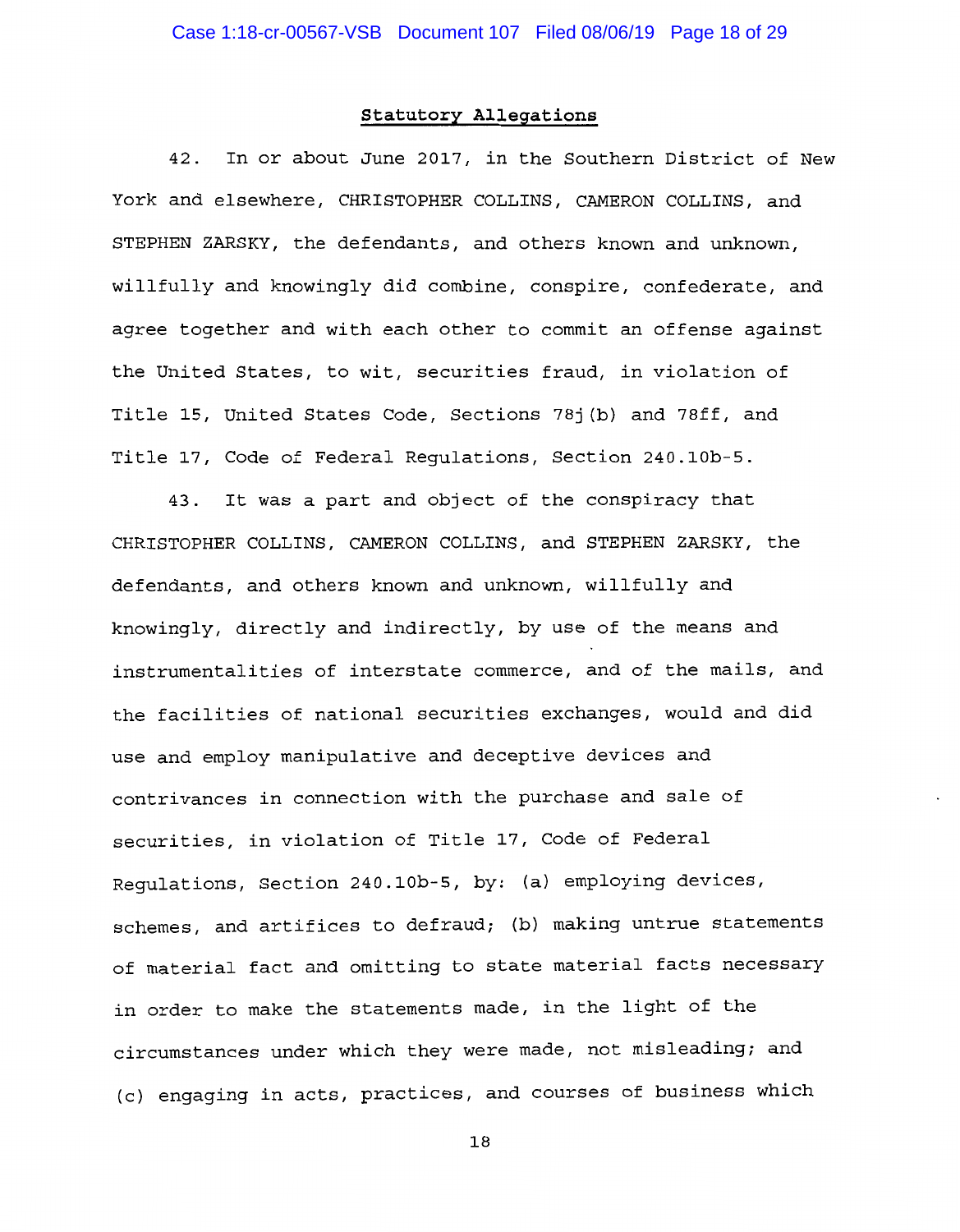## Statutory Allegations

42. In or about June 2017, in the Southern District of New York and elsewhere, CHRISTOPHER COLLINS, CAMERON COLLINS, and STEPHEN ZARSKY, the defendants, and others known and unknown, willfully and knowingly did combine, conspire, confederate, and agree together and with each other to commit an offense against the United States, to wit, securities fraud, in violation of Title 15, United States Code, Sections 78j(b) and 78ff, and Title 17, Code of Federal Regulations, Section 240.10b-5.

43. It was a part and object of the conspiracy that CHRISTOPHER COLLINS, CAMERON COLLINS, and STEPHEN ZARSKY, the defendants, and others known and unknown, willfully and knowingly, directly and indirectly, by use of the means and instrumentalities of interstate commerce, and of the mails, and the facilities of national securities exchanges, would and did use and employ manipulative and deceptive devices and contrivances in connection with the purchase and sale of securities, in violation of Title 17, Code of Federal Regulations, Section 240.10b-5, by: (a) employing devices, schemes, and artifices to defraud; (b) making untrue statements of material fact and omitting to state material facts necessary in order to make the statements made, in the light of the circumstances under which they were made, not misleading; and (c) engaging in acts, practices, and courses of business which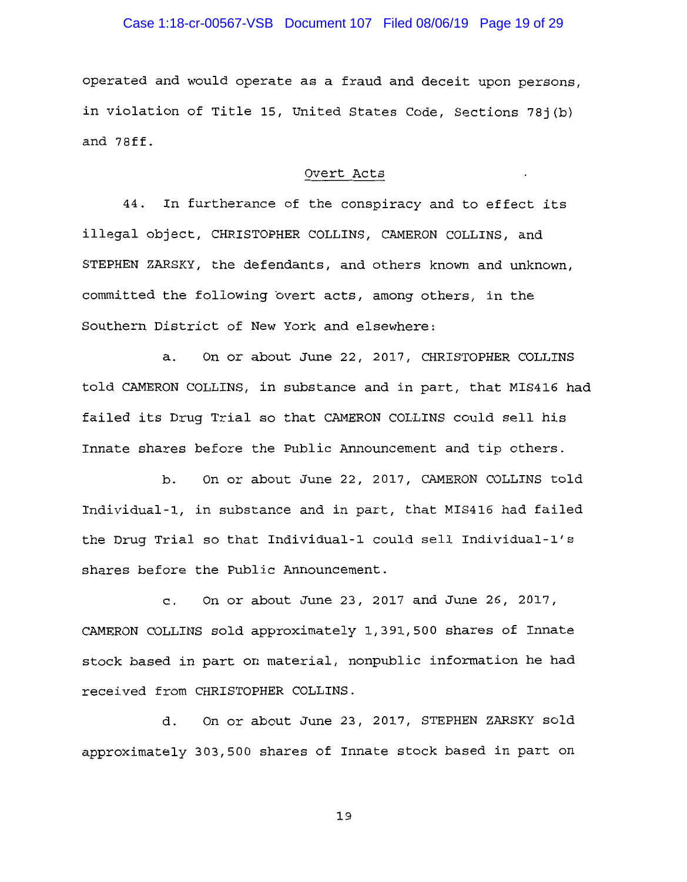operated and would operate as a fraud and deceit upon persons, in violation of Title 15, United States Code, Sections 78j(b) and 78ff.

## Overt Acts

44. In furtherance of the conspiracy and to effect its illegal object, CHRISTOPHER COLLINS, CAMERON COLLINS, and STEPHEN ZARSKY, the defendants, and others known and unknown, committed the following overt acts, among others, in the Southern District of New York and elsewhere:

a. On or about June 22, 2017, CHRISTOPHER COLLINS told CAMERON COLLINS, in substance and in part, that MIS416 had failed its Drug Trial so that CAMERON COLLINS could sell his Innate shares before the Public Announcement and tip others.

b. On or about June 22, 2017, CAMERON COLLINS told Individual-1, in substance and in part, that MIS416 had failed the Drug Trial so that Individual-1 could sell Individual-1's shares before the Public Announcement.

c. On or about June 23, 2017 and June 26, 2017, CAMERON COLLINS sold approximately 1,391,500 shares of Innate stock based in part on material, nonpublic information he had received from CHRISTOPHER COLLINS.

d. On or about June 23, 2017, STEPHEN ZARSKY sold approximately 303,500 shares of Innate stock based in part on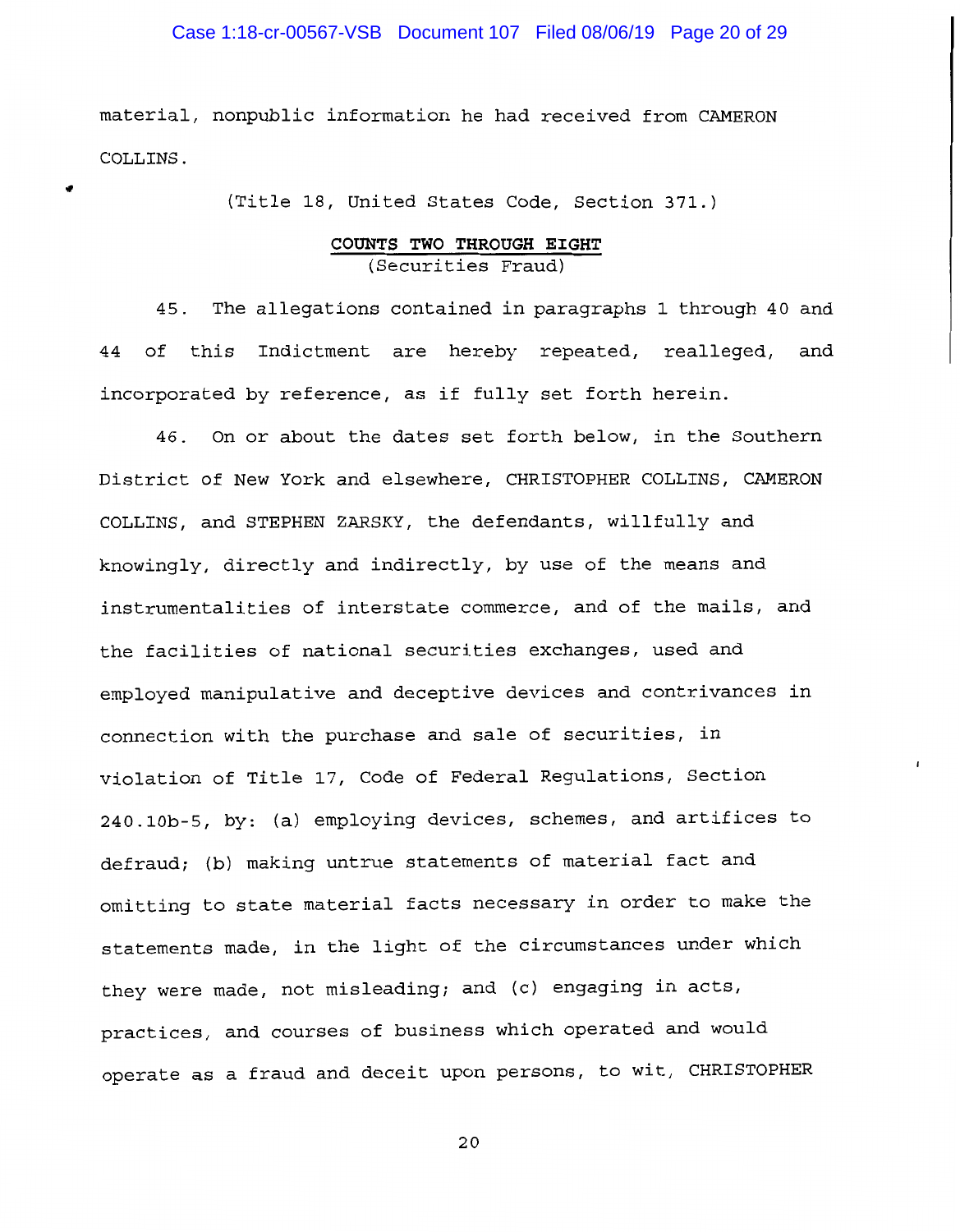material, nonpublic information he had received from CAMERON COLLINS.

(Title 18, United States Code, Section 371.)

**COUNTS TWO THROUGH EIGHT**
(Securities Fraud)

45. The allegations contained in paragraphs 1 through 40 and 44 of this Indictment are hereby repeated, realleged, and incorporated by reference, as if fully set forth herein.

46. On or about the dates set forth below, in the Southern District of New York and elsewhere, CHRISTOPHER COLLINS, CAMERON COLLINS, and STEPHEN ZARSKY, the defendants, willfully and knowingly, directly and indirectly, by use of the means and instrumentalities of interstate commerce, and of the mails, and the facilities of national securities exchanges, used and employed manipulative and deceptive devices and contrivances in connection with the purchase and sale of securities, in violation of Title 17, Code of Federal Regulations, Section 240.10b-5, by: (a) employing devices, schemes, and artifices to defraud; (b) making untrue statements of material fact and omitting to state material facts necessary in order to make the statements made, in the light of the circumstances under which they were made, not misleading; and (c) engaging in acts, practices, and courses of business which operated and would operate as a fraud and deceit upon persons, to wit, CHRISTOPHER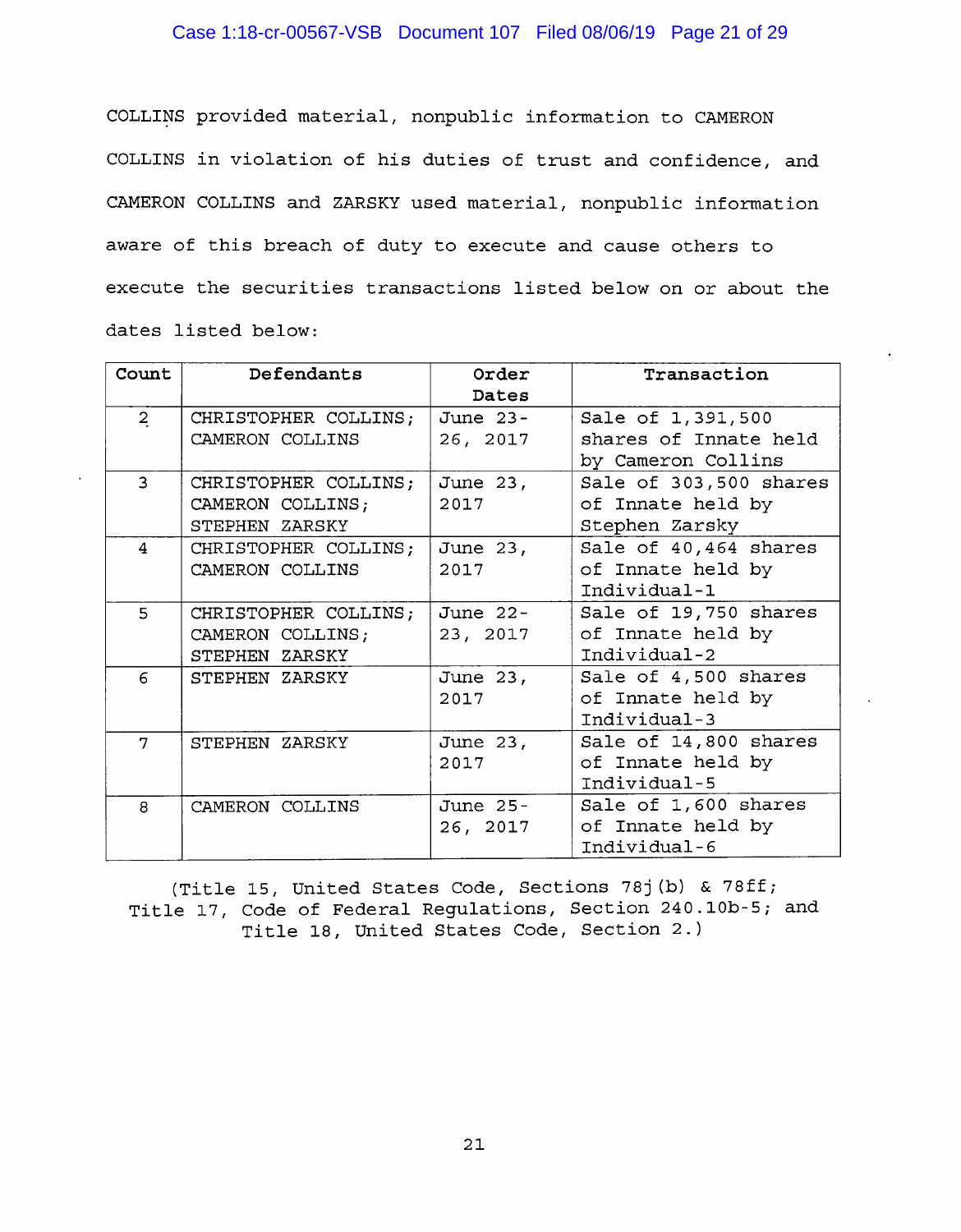COLLINS provided material, nonpublic information to CAMERON COLLINS in violation of his duties of trust and confidence, and CAMERON COLLINS and ZARSKY used material, nonpublic information aware of this breach of duty to execute and cause others to execute the securities transactions listed below on or about the dates listed below:

| Count | Defendants | Order Dates | Transaction |
|---|---|---|---|
| 2 | CHRISTOPHER COLLINS; CAMERON COLLINS | June 23-26, 2017 | Sale of 1,391,500 shares of Innate held by Cameron Collins |
| 3 | CHRISTOPHER COLLINS; CAMERON COLLINS; STEPHEN ZARSKY | June 23, 2017 | Sale of 303,500 shares of Innate held by Stephen Zarsky |
| 4 | CHRISTOPHER COLLINS; CAMERON COLLINS | June 23, 2017 | Sale of 40,464 shares of Innate held by Individual-1 |
| 5 | CHRISTOPHER COLLINS; CAMERON COLLINS; STEPHEN ZARSKY | June 22-23, 2017 | Sale of 19,750 shares of Innate held by Individual-2 |
| 6 | STEPHEN ZARSKY | June 23, 2017 | Sale of 4,500 shares of Innate held by Individual-3 |
| 7 | STEPHEN ZARSKY | June 23, 2017 | Sale of 14,800 shares of Innate held by Individual-5 |
| 8 | CAMERON COLLINS | June 25-26, 2017 | Sale of 1,600 shares of Innate held by Individual-6 |

(Title 15, United States Code, Sections 78j(b) & 78ff; Title 17, Code of Federal Regulations, Section 240.10b-5; and Title 18, United States Code, Section 2.)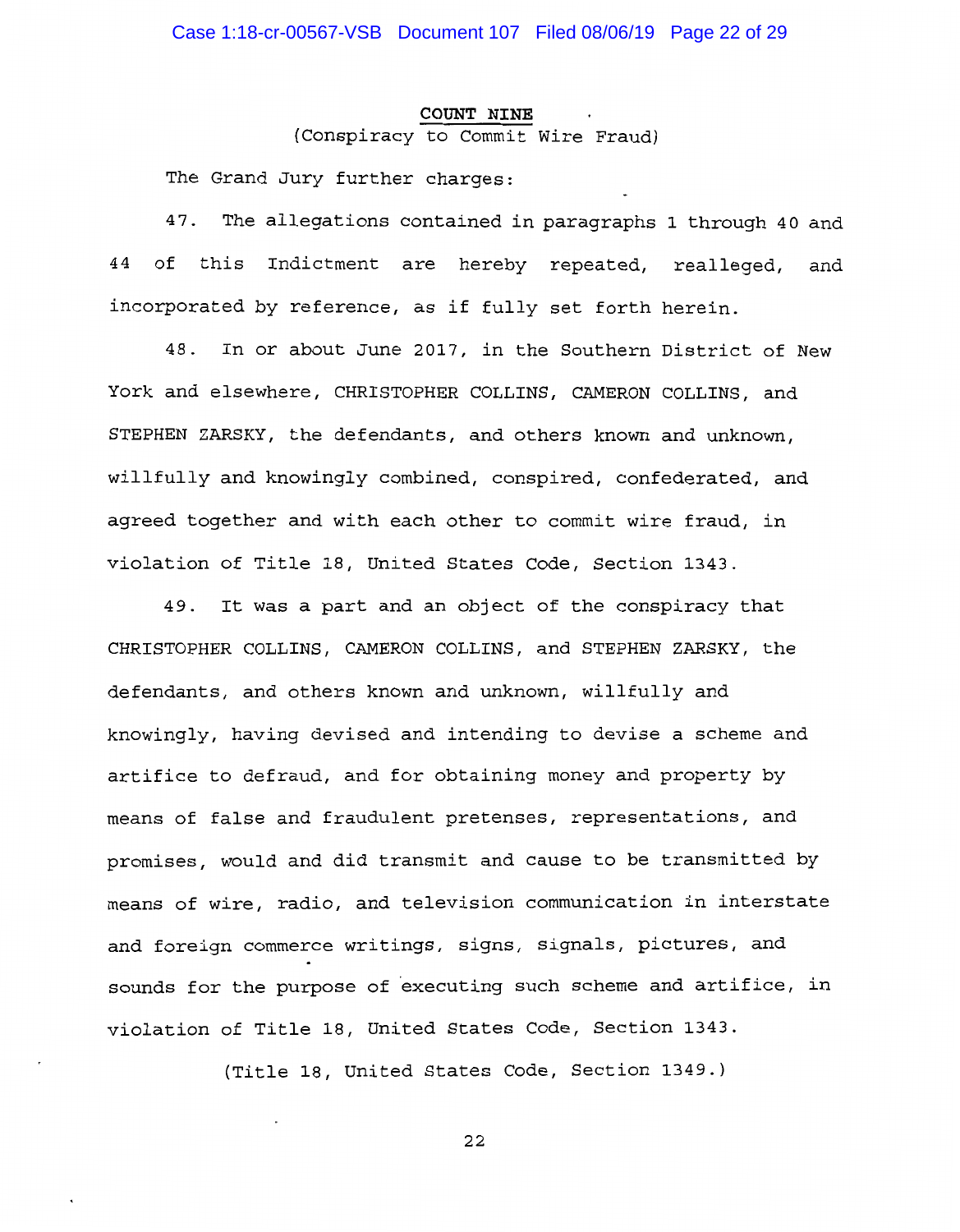**COUNT NINE**

(Conspiracy to Commit Wire Fraud)

The Grand Jury further charges:

47. The allegations contained in paragraphs 1 through 40 and 44 of this Indictment are hereby repeated, realleged, and incorporated by reference, as if fully set forth herein.

48. In or about June 2017, in the Southern District of New York and elsewhere, CHRISTOPHER COLLINS, CAMERON COLLINS, and STEPHEN ZARSKY, the defendants, and others known and unknown, willfully and knowingly combined, conspired, confederated, and agreed together and with each other to commit wire fraud, in violation of Title 18, United States Code, Section 1343.

49. It was a part and an object of the conspiracy that CHRISTOPHER COLLINS, CAMERON COLLINS, and STEPHEN ZARSKY, the defendants, and others known and unknown, willfully and knowingly, having devised and intending to devise a scheme and artifice to defraud, and for obtaining money and property by means of false and fraudulent pretenses, representations, and promises, would and did transmit and cause to be transmitted by means of wire, radio, and television communication in interstate and foreign commerce writings, signs, signals, pictures, and sounds for the purpose of executing such scheme and artifice, in violation of Title 18, United States Code, Section 1343.

(Title 18, United States Code, Section 1349.)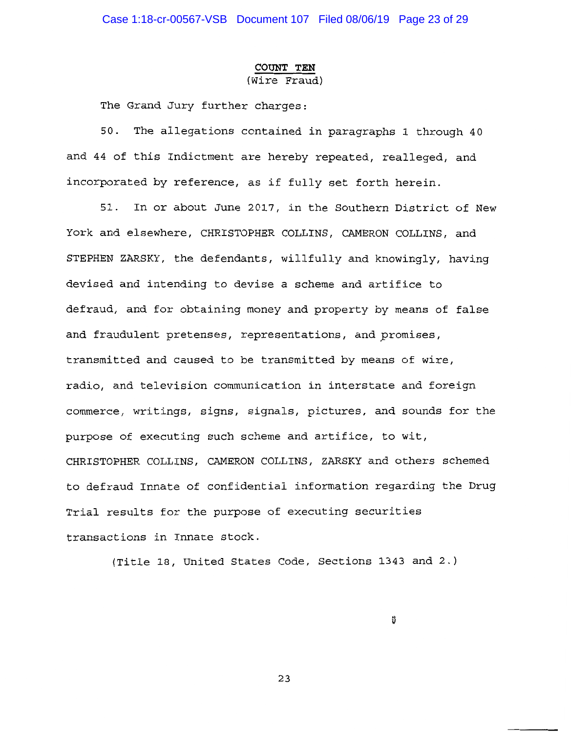**COUNT TEN**

(Wire Fraud)

The Grand Jury further charges:

50. The allegations contained in paragraphs 1 through 40 and 44 of this Indictment are hereby repeated, realleged, and incorporated by reference, as if fully set forth herein.

51. In or about June 2017, in the Southern District of New York and elsewhere, CHRISTOPHER COLLINS, CAMERON COLLINS, and STEPHEN ZARSKY, the defendants, willfully and knowingly, having devised and intending to devise a scheme and artifice to defraud, and for obtaining money and property by means of false and fraudulent pretenses, representations, and promises, transmitted and caused to be transmitted by means of wire, radio, and television communication in interstate and foreign commerce, writings, signs, signals, pictures, and sounds for the purpose of executing such scheme and artifice, to wit, CHRISTOPHER COLLINS, CAMERON COLLINS, ZARSKY and others schemed to defraud Innate of confidential information regarding the Drug Trial results for the purpose of executing securities transactions in Innate stock.

(Title 18, United States Code, Sections 1343 and 2.)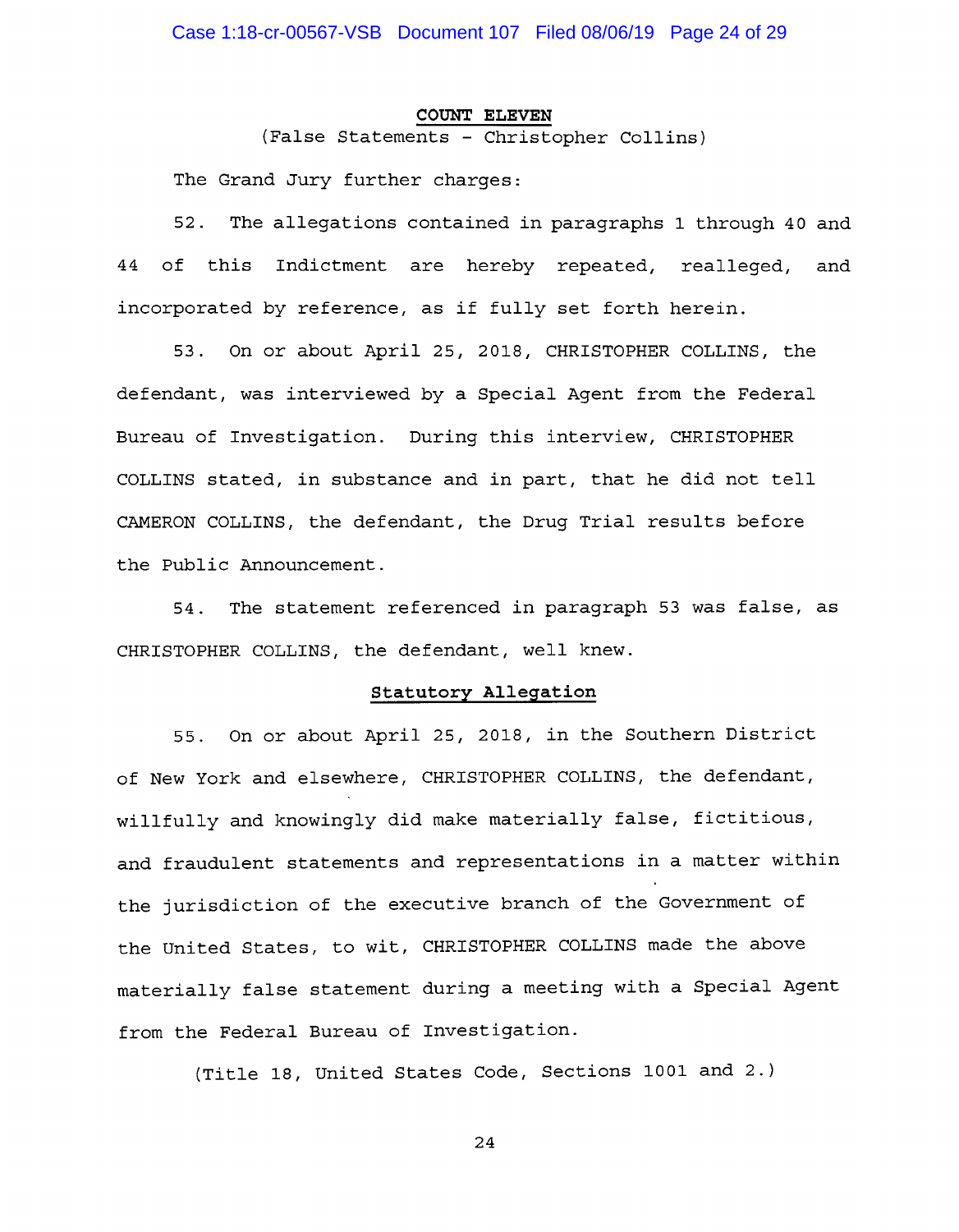**COUNT ELEVEN**

(False Statements - Christopher Collins)

The Grand Jury further charges:

52. The allegations contained in paragraphs 1 through 40 and 44 of this Indictment are hereby repeated, realleged, and incorporated by reference, as if fully set forth herein.

53. On or about April 25, 2018, CHRISTOPHER COLLINS, the defendant, was interviewed by a Special Agent from the Federal Bureau of Investigation. During this interview, CHRISTOPHER COLLINS stated, in substance and in part, that he did not tell CAMERON COLLINS, the defendant, the Drug Trial results before the Public Announcement.

54. The statement referenced in paragraph 53 was false, as CHRISTOPHER COLLINS, the defendant, well knew.

**Statutory Allegation**

55. On or about April 25, 2018, in the Southern District of New York and elsewhere, CHRISTOPHER COLLINS, the defendant, willfully and knowingly did make materially false, fictitious, and fraudulent statements and representations in a matter within the jurisdiction of the executive branch of the Government of the United States, to wit, CHRISTOPHER COLLINS made the above materially false statement during a meeting with a Special Agent from the Federal Bureau of Investigation.

(Title 18, United States Code, Sections 1001 and 2.)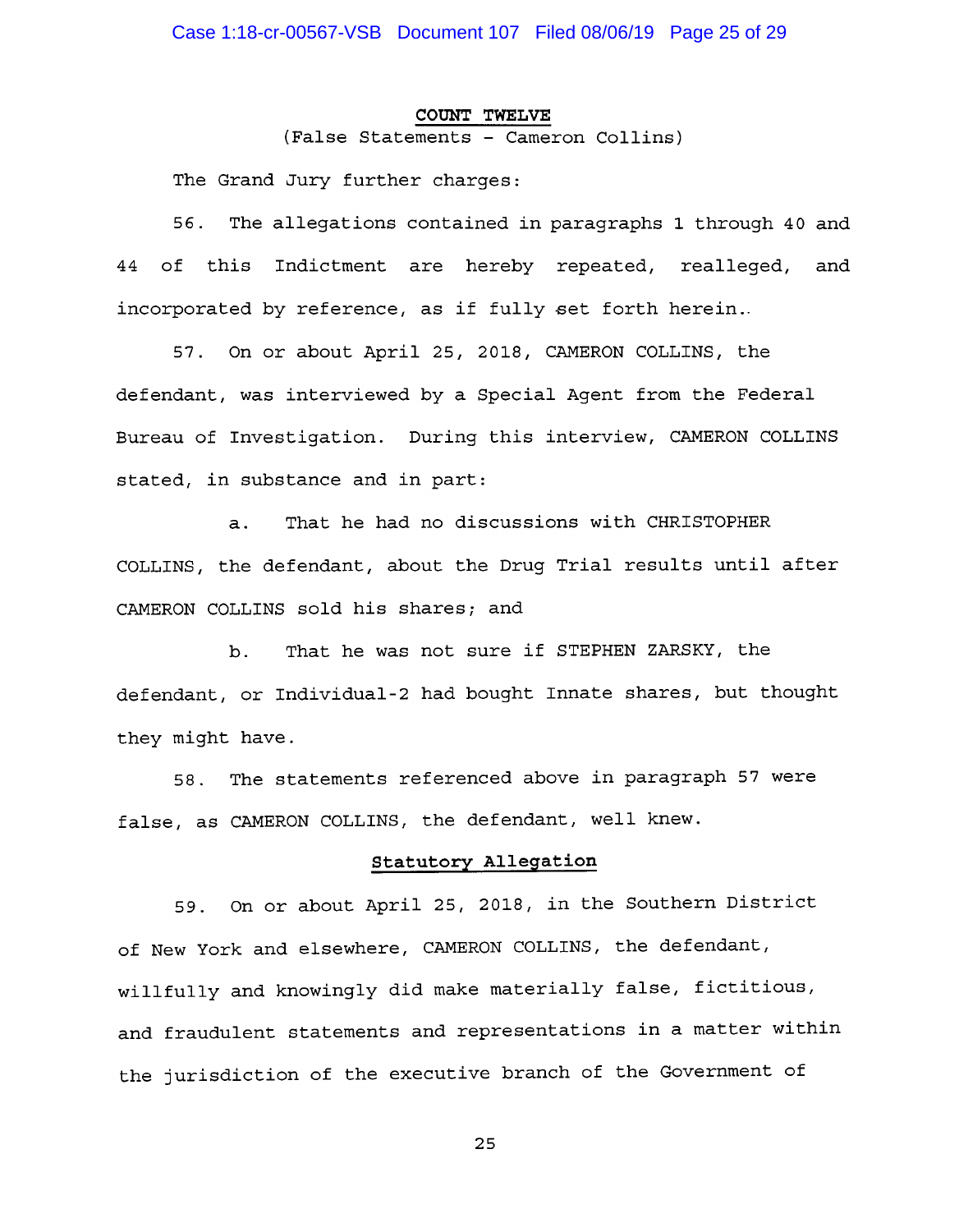## COUNT TWELVE

(False Statements – Cameron Collins)

The Grand Jury further charges:

56. The allegations contained in paragraphs 1 through 40 and 44 of this Indictment are hereby repeated, realleged, and incorporated by reference, as if fully set forth herein.

57. On or about April 25, 2018, CAMERON COLLINS, the defendant, was interviewed by a Special Agent from the Federal Bureau of Investigation. During this interview, CAMERON COLLINS stated, in substance and in part:

a. That he had no discussions with CHRISTOPHER COLLINS, the defendant, about the Drug Trial results until after CAMERON COLLINS sold his shares; and

b. That he was not sure if STEPHEN ZARSKY, the defendant, or Individual-2 had bought Innate shares, but thought they might have.

58. The statements referenced above in paragraph 57 were false, as CAMERON COLLINS, the defendant, well knew.

### Statutory Allegation

59. On or about April 25, 2018, in the Southern District of New York and elsewhere, CAMERON COLLINS, the defendant, willfully and knowingly did make materially false, fictitious, and fraudulent statements and representations in a matter within the jurisdiction of the executive branch of the Government of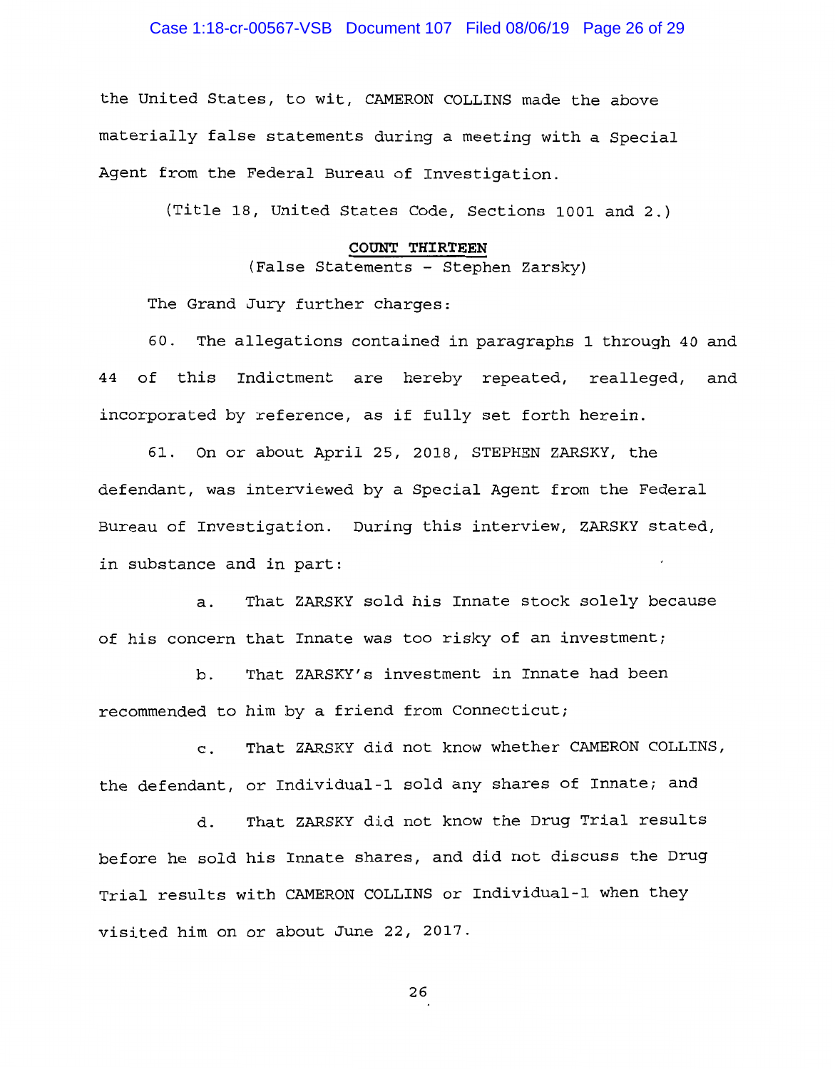the United States, to wit, CAMERON COLLINS made the above materially false statements during a meeting with a Special Agent from the Federal Bureau of Investigation.

(Title 18, United States Code, Sections 1001 and 2.)

**COUNT THIRTEEN**

(False Statements – Stephen Zarsky)

The Grand Jury further charges:

60. The allegations contained in paragraphs 1 through 40 and 44 of this Indictment are hereby repeated, realleged, and incorporated by reference, as if fully set forth herein.

61. On or about April 25, 2018, STEPHEN ZARSKY, the defendant, was interviewed by a Special Agent from the Federal Bureau of Investigation. During this interview, ZARSKY stated, in substance and in part:

a. That ZARSKY sold his Innate stock solely because of his concern that Innate was too risky of an investment;

b. That ZARSKY's investment in Innate had been recommended to him by a friend from Connecticut;

c. That ZARSKY did not know whether CAMERON COLLINS, the defendant, or Individual-1 sold any shares of Innate; and

d. That ZARSKY did not know the Drug Trial results before he sold his Innate shares, and did not discuss the Drug Trial results with CAMERON COLLINS or Individual-1 when they visited him on or about June 22, 2017.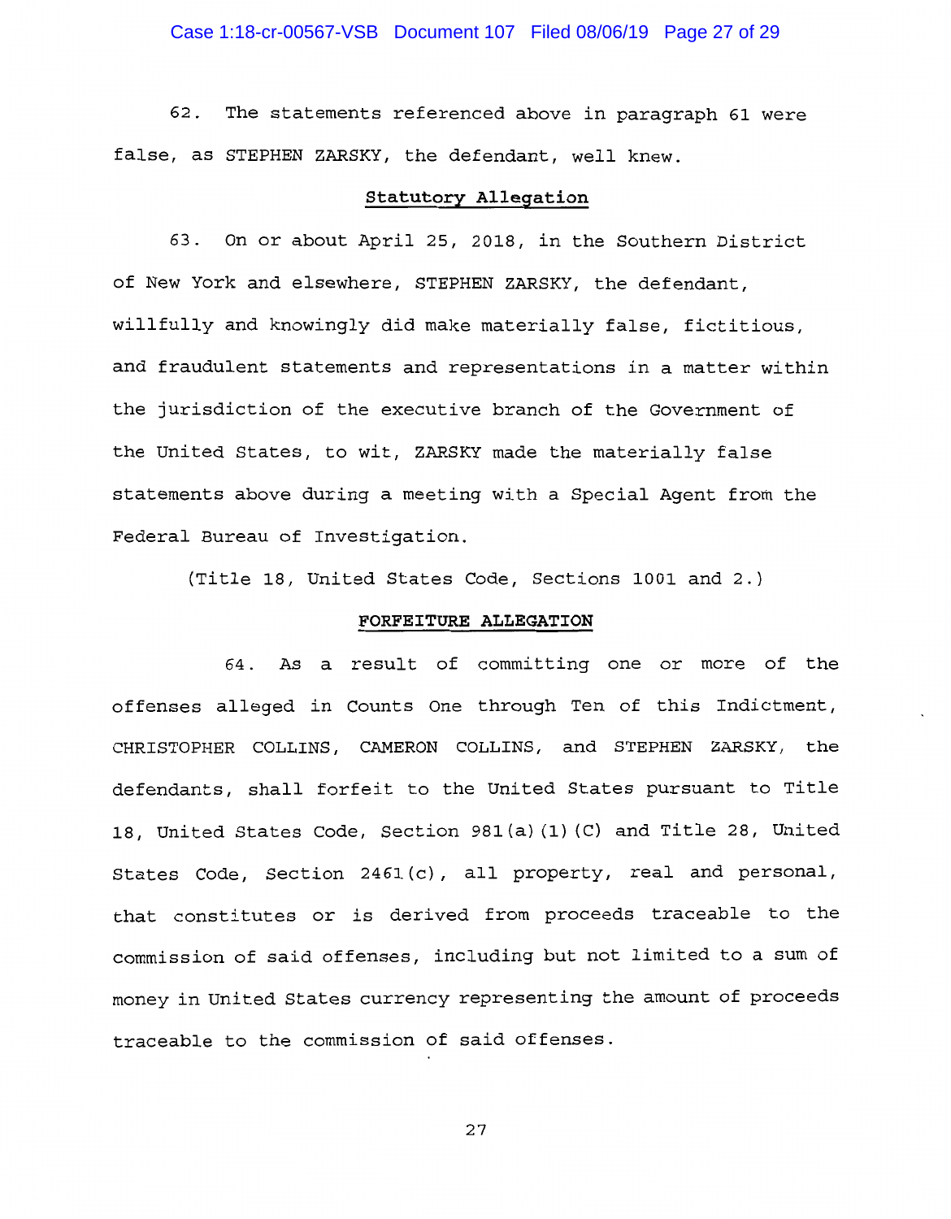62. The statements referenced above in paragraph 61 were false, as STEPHEN ZARSKY, the defendant, well knew.

**Statutory Allegation**

63. On or about April 25, 2018, in the Southern District of New York and elsewhere, STEPHEN ZARSKY, the defendant, willfully and knowingly did make materially false, fictitious, and fraudulent statements and representations in a matter within the jurisdiction of the executive branch of the Government of the United States, to wit, ZARSKY made the materially false statements above during a meeting with a Special Agent from the Federal Bureau of Investigation.

(Title 18, United States Code, Sections 1001 and 2.)

**FORFEITURE ALLEGATION**

64. As a result of committing one or more of the offenses alleged in Counts One through Ten of this Indictment, CHRISTOPHER COLLINS, CAMERON COLLINS, and STEPHEN ZARSKY, the defendants, shall forfeit to the United States pursuant to Title 18, United States Code, Section 981(a)(1)(C) and Title 28, United States Code, Section 2461(c), all property, real and personal, that constitutes or is derived from proceeds traceable to the commission of said offenses, including but not limited to a sum of money in United States currency representing the amount of proceeds traceable to the commission of said offenses.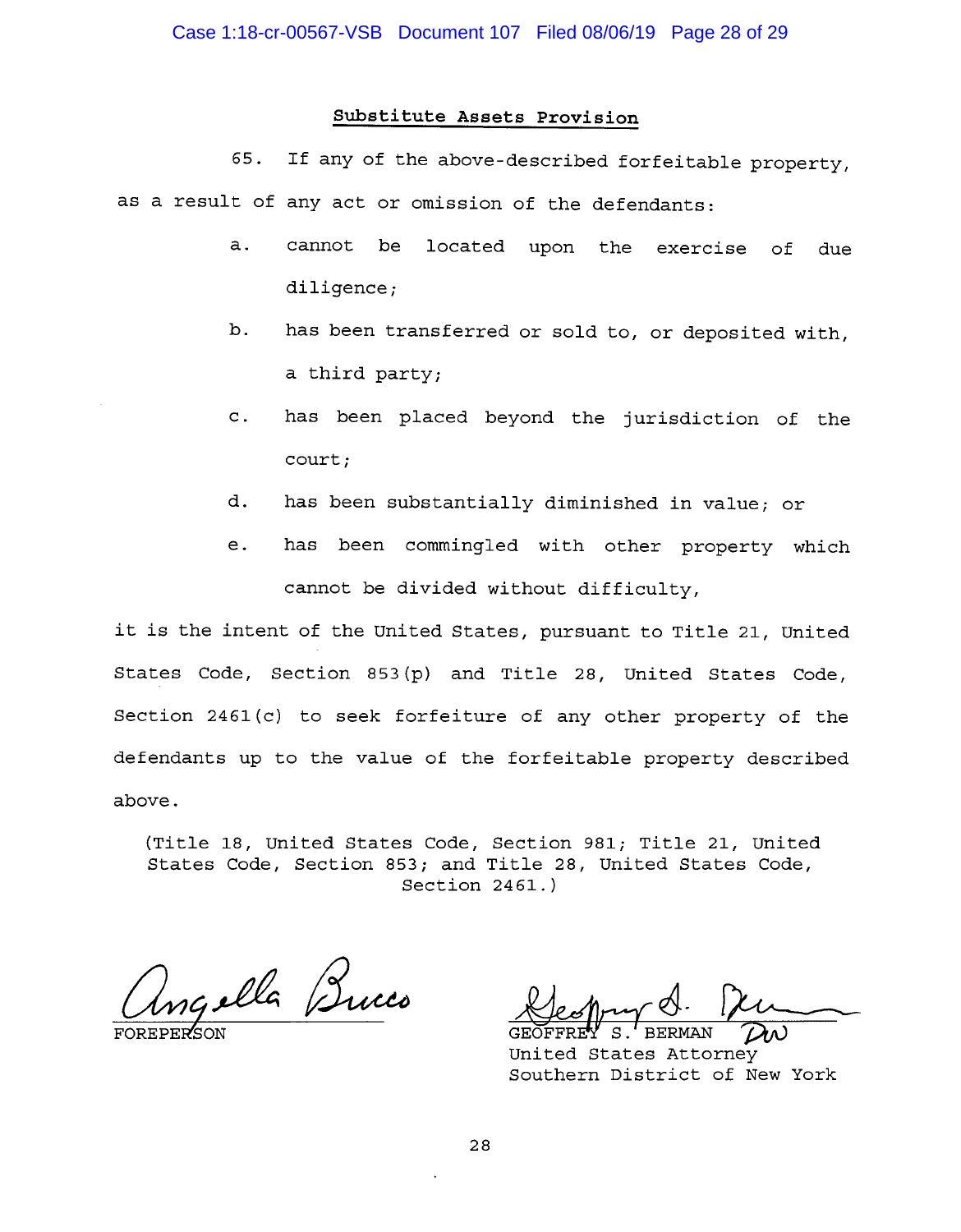**Substitute Assets Provision**

65. If any of the above-described forfeitable property, as a result of any act or omission of the defendants:

a. cannot be located upon the exercise of due diligence;

b. has been transferred or sold to, or deposited with, a third party;

c. has been placed beyond the jurisdiction of the court;

d. has been substantially diminished in value; or

e. has been commingled with other property which cannot be divided without difficulty,

it is the intent of the United States, pursuant to Title 21, United States Code, Section 853(p) and Title 28, United States Code, Section 2461(c) to seek forfeiture of any other property of the defendants up to the value of the forfeitable property described above.

(Title 18, United States Code, Section 981; Title 21, United States Code, Section 853; and Title 28, United States Code, Section 2461.)

FOREPERSON

GEOFFREY S. BERMAN
United States Attorney
Southern District of New York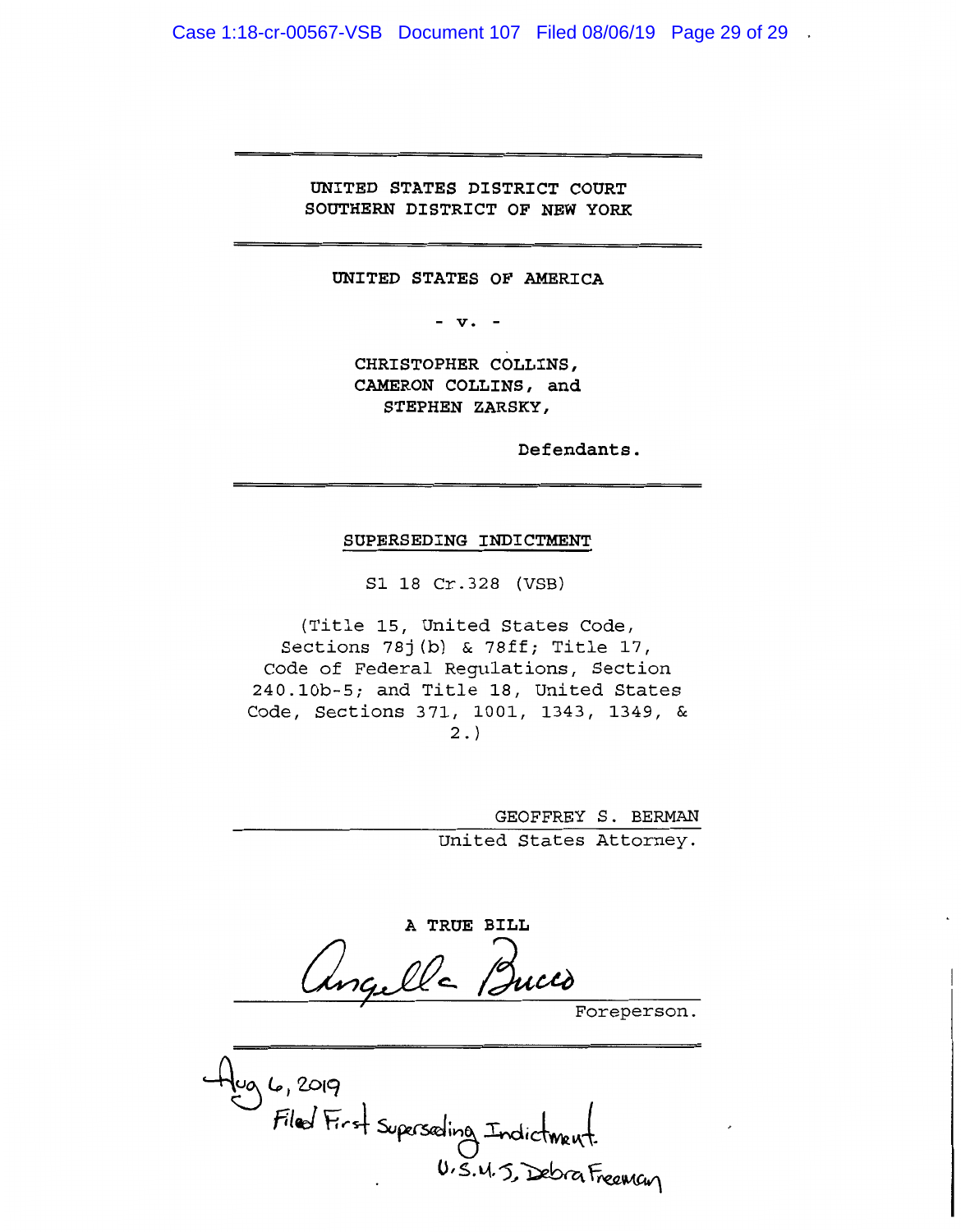UNITED STATES DISTRICT COURT
SOUTHERN DISTRICT OF NEW YORK

---

UNITED STATES OF AMERICA

\- v. -

CHRISTOPHER COLLINS,
CAMERON COLLINS, and
STEPHEN ZARSKY,

Defendants.

---

**SUPERSEDING INDICTMENT**

S1 18 Cr.328 (VSB)

(Title 15, United States Code, Sections 78j(b) & 78ff; Title 17, Code of Federal Regulations, Section 240.10b-5; and Title 18, United States Code, Sections 371, 1001, 1343, 1349, & 2.)

GEOFFREY S. BERMAN
United States Attorney.

A TRUE BILL

Angella Bucco

Foreperson.

---

Aug 6, 2019
Filed First Superseding Indictment.
U.S.M.J. Debra Freeman